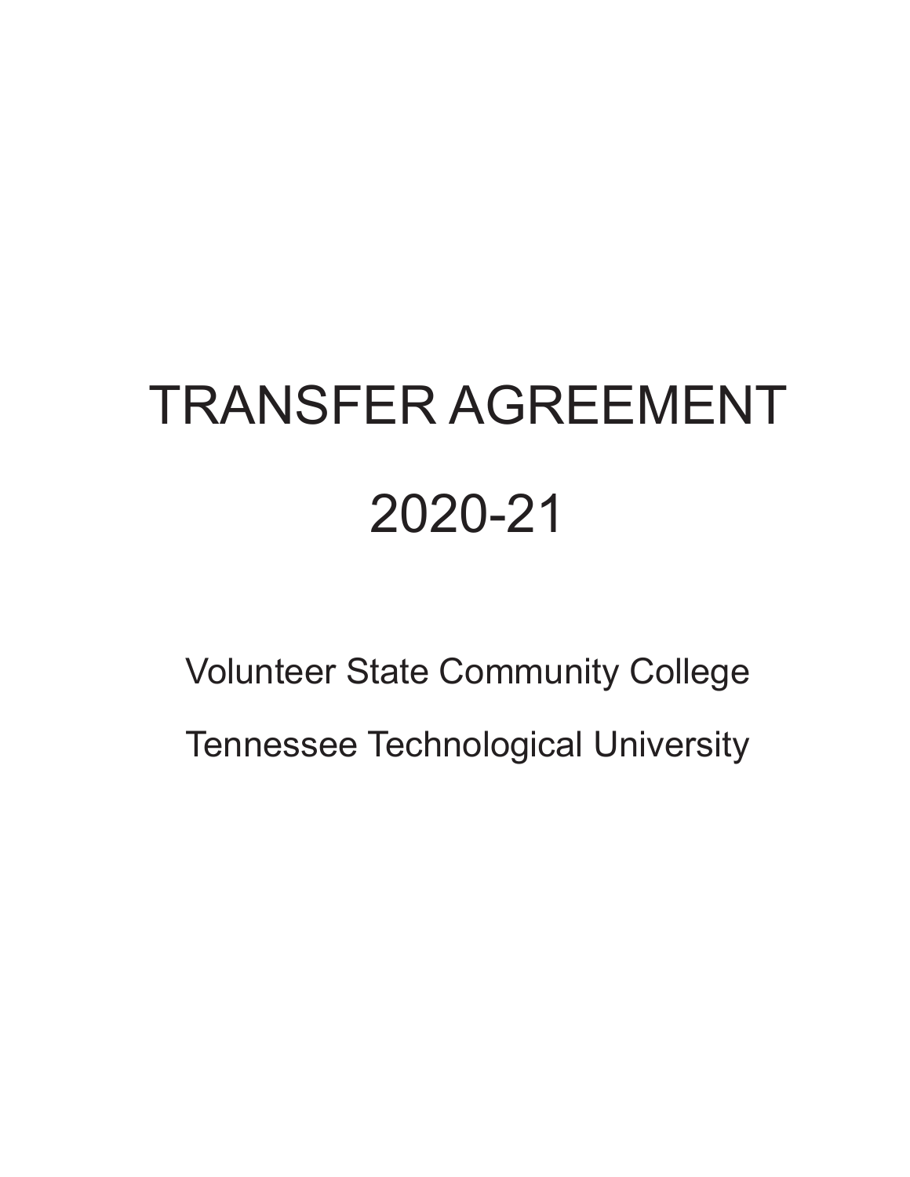# TRANSFER AGREEMENT

# 2020-21

## Volunteer State Community College

## Tennessee Technological University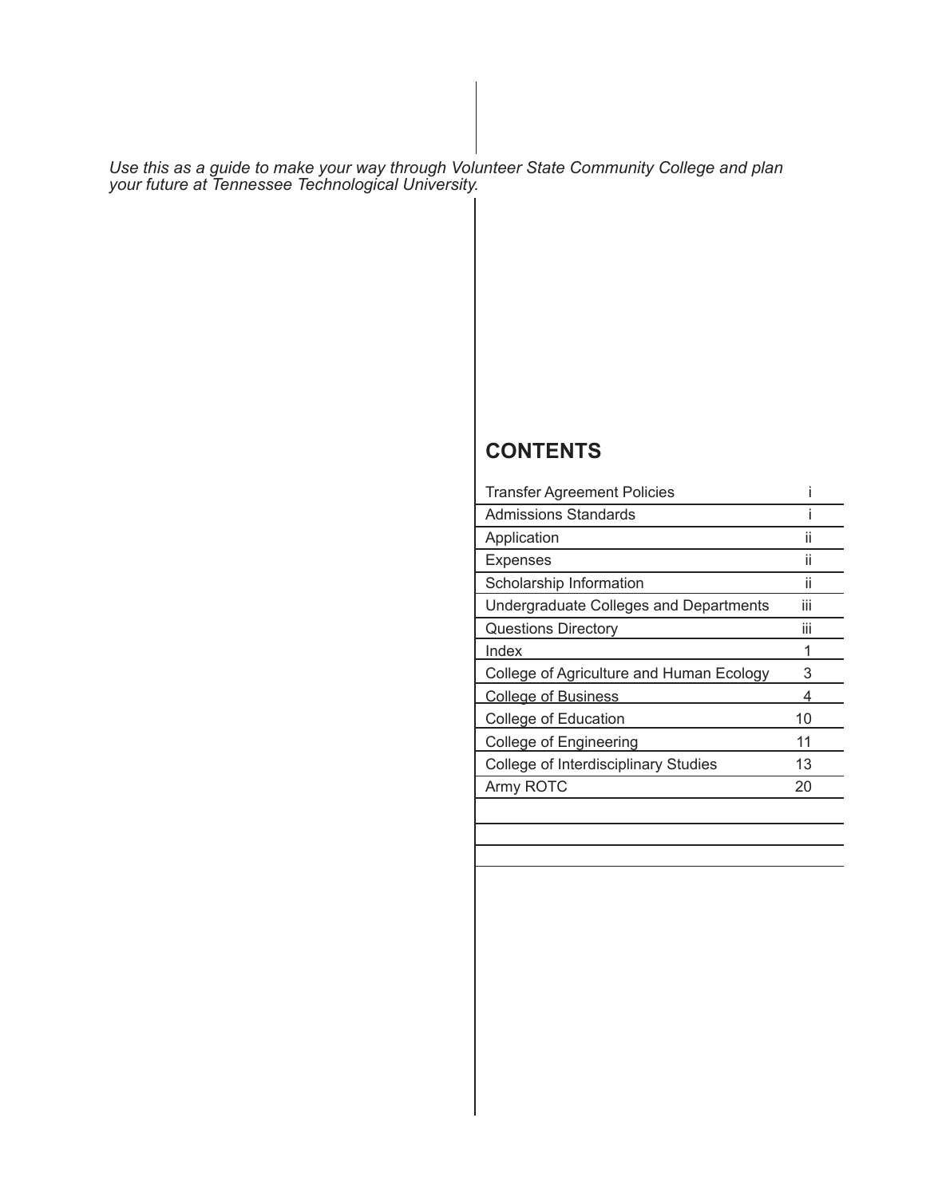*Use this as a guide to make your way through Volunteer State Community College and plan your future at Tennessee Technological University.*

## CONTENTS

| | |
|---|---|
| Transfer Agreement Policies | i |
| Admissions Standards | i |
| Application | ii |
| Expenses | ii |
| Scholarship Information | ii |
| Undergraduate Colleges and Departments | iii |
| Questions Directory | iii |
| Index | 1 |
| College of Agriculture and Human Ecology | 3 |
| College of Business | 4 |
| College of Education | 10 |
| College of Engineering | 11 |
| College of Interdisciplinary Studies | 13 |
| Army ROTC | 20 |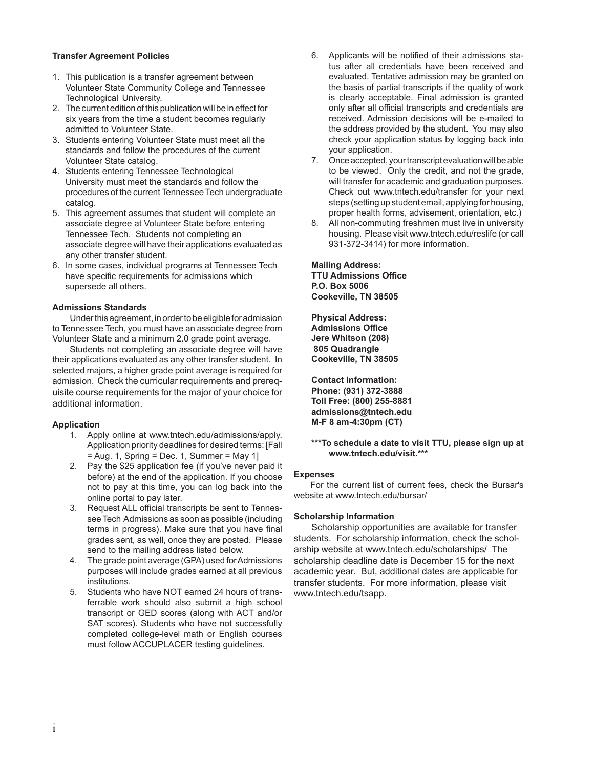### Transfer Agreement Policies

1. This publication is a transfer agreement between Volunteer State Community College and Tennessee Technological University.
2. The current edition of this publication will be in effect for six years from the time a student becomes regularly admitted to Volunteer State.
3. Students entering Volunteer State must meet all the standards and follow the procedures of the current Volunteer State catalog.
4. Students entering Tennessee Technological University must meet the standards and follow the procedures of the current Tennessee Tech undergraduate catalog.
5. This agreement assumes that student will complete an associate degree at Volunteer State before entering Tennessee Tech. Students not completing an associate degree will have their applications evaluated as any other transfer student.
6. In some cases, individual programs at Tennessee Tech have specific requirements for admissions which supersede all others.

### Admissions Standards

Under this agreement, in order to be eligible for admission to Tennessee Tech, you must have an associate degree from Volunteer State and a minimum 2.0 grade point average.

Students not completing an associate degree will have their applications evaluated as any other transfer student. In selected majors, a higher grade point average is required for admission. Check the curricular requirements and prerequisite course requirements for the major of your choice for additional information.

### Application

1. Apply online at www.tntech.edu/admissions/apply. Application priority deadlines for desired terms: [Fall = Aug. 1, Spring = Dec. 1, Summer = May 1]
2. Pay the $25 application fee (if you've never paid it before) at the end of the application. If you choose not to pay at this time, you can log back into the online portal to pay later.
3. Request ALL official transcripts be sent to Tennessee Tech Admissions as soon as possible (including terms in progress). Make sure that you have final grades sent, as well, once they are posted. Please send to the mailing address listed below.
4. The grade point average (GPA) used for Admissions purposes will include grades earned at all previous institutions.
5. Students who have NOT earned 24 hours of transferrable work should also submit a high school transcript or GED scores (along with ACT and/or SAT scores). Students who have not successfully completed college-level math or English courses must follow ACCUPLACER testing guidelines.
6. Applicants will be notified of their admissions status after all credentials have been received and evaluated. Tentative admission may be granted on the basis of partial transcripts if the quality of work is clearly acceptable. Final admission is granted only after all official transcripts and credentials are received. Admission decisions will be e-mailed to the address provided by the student. You may also check your application status by logging back into your application.
7. Once accepted, your transcript evaluation will be able to be viewed. Only the credit, and not the grade, will transfer for academic and graduation purposes. Check out www.tntech.edu/transfer for your next steps (setting up student email, applying for housing, proper health forms, advisement, orientation, etc.)
8. All non-commuting freshmen must live in university housing. Please visit www.tntech.edu/reslife (or call 931-372-3414) for more information.

**Mailing Address:**
**TTU Admissions Office**
**P.O. Box 5006**
**Cookeville, TN 38505**

**Physical Address:**
**Admissions Office**
**Jere Whitson (208)**
**805 Quadrangle**
**Cookeville, TN 38505**

**Contact Information:**
**Phone: (931) 372-3888**
**Toll Free: (800) 255-8881**
**admissions@tntech.edu**
**M-F 8 am-4:30pm (CT)**

**\*\*\*To schedule a date to visit TTU, please sign up at www.tntech.edu/visit.\*\*\***

### Expenses

For the current list of current fees, check the Bursar's website at www.tntech.edu/bursar/

### Scholarship Information

Scholarship opportunities are available for transfer students. For scholarship information, check the scholarship website at www.tntech.edu/scholarships/ The scholarship deadline date is December 15 for the next academic year. But, additional dates are applicable for transfer students. For more information, please visit www.tntech.edu/tsapp.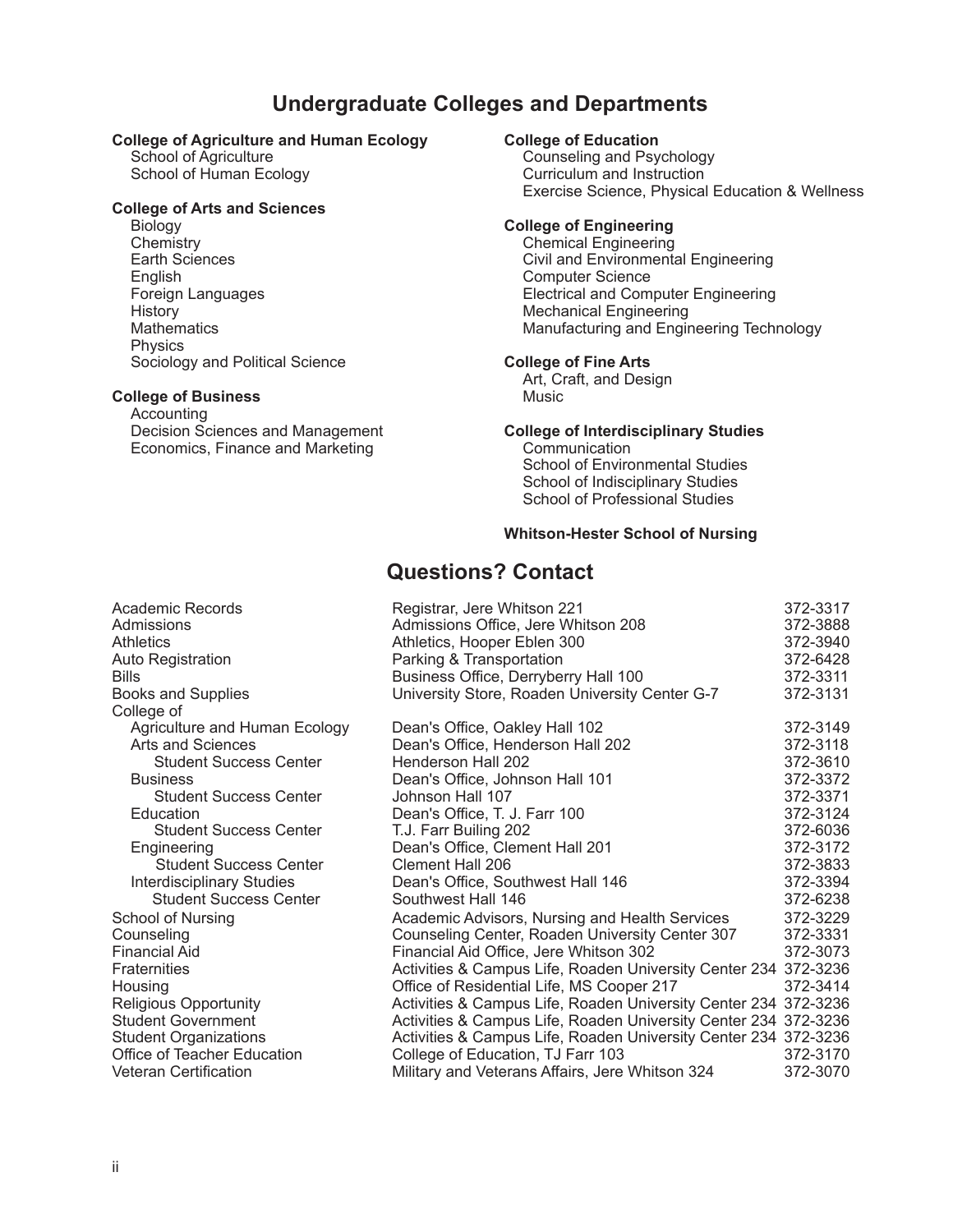## Undergraduate Colleges and Departments

**College of Agriculture and Human Ecology**
- School of Agriculture
- School of Human Ecology

**College of Arts and Sciences**
- Biology
- Chemistry
- Earth Sciences
- English
- Foreign Languages
- History
- Mathematics
- Physics
- Sociology and Political Science

**College of Business**
- Accounting
- Decision Sciences and Management
- Economics, Finance and Marketing

**College of Education**
- Counseling and Psychology
- Curriculum and Instruction
- Exercise Science, Physical Education & Wellness

**College of Engineering**
- Chemical Engineering
- Civil and Environmental Engineering
- Computer Science
- Electrical and Computer Engineering
- Mechanical Engineering
- Manufacturing and Engineering Technology

**College of Fine Arts**
- Art, Craft, and Design
- Music

**College of Interdisciplinary Studies**
- Communication
- School of Environmental Studies
- School of Indisciplinary Studies
- School of Professional Studies

**Whitson-Hester School of Nursing**

## Questions? Contact

| | | |
|---|---|---|
| Academic Records | Registrar, Jere Whitson 221 | 372-3317 |
| Admissions | Admissions Office, Jere Whitson 208 | 372-3888 |
| Athletics | Athletics, Hooper Eblen 300 | 372-3940 |
| Auto Registration | Parking & Transportation | 372-6428 |
| Bills | Business Office, Derryberry Hall 100 | 372-3311 |
| Books and Supplies | University Store, Roaden University Center G-7 | 372-3131 |
| College of | | |
| Agriculture and Human Ecology | Dean's Office, Oakley Hall 102 | 372-3149 |
| Arts and Sciences | Dean's Office, Henderson Hall 202 | 372-3118 |
| Student Success Center | Henderson Hall 202 | 372-3610 |
| Business | Dean's Office, Johnson Hall 101 | 372-3372 |
| Student Success Center | Johnson Hall 107 | 372-3371 |
| Education | Dean's Office, T. J. Farr 100 | 372-3124 |
| Student Success Center | T.J. Farr Builing 202 | 372-6036 |
| Engineering | Dean's Office, Clement Hall 201 | 372-3172 |
| Student Success Center | Clement Hall 206 | 372-3833 |
| Interdisciplinary Studies | Dean's Office, Southwest Hall 146 | 372-3394 |
| Student Success Center | Southwest Hall 146 | 372-6238 |
| School of Nursing | Academic Advisors, Nursing and Health Services | 372-3229 |
| Counseling | Counseling Center, Roaden University Center 307 | 372-3331 |
| Financial Aid | Financial Aid Office, Jere Whitson 302 | 372-3073 |
| Fraternities | Activities & Campus Life, Roaden University Center 234 | 372-3236 |
| Housing | Office of Residential Life, MS Cooper 217 | 372-3414 |
| Religious Opportunity | Activities & Campus Life, Roaden University Center 234 | 372-3236 |
| Student Government | Activities & Campus Life, Roaden University Center 234 | 372-3236 |
| Student Organizations | Activities & Campus Life, Roaden University Center 234 | 372-3236 |
| Office of Teacher Education | College of Education, TJ Farr 103 | 372-3170 |
| Veteran Certification | Military and Veterans Affairs, Jere Whitson 324 | 372-3070 |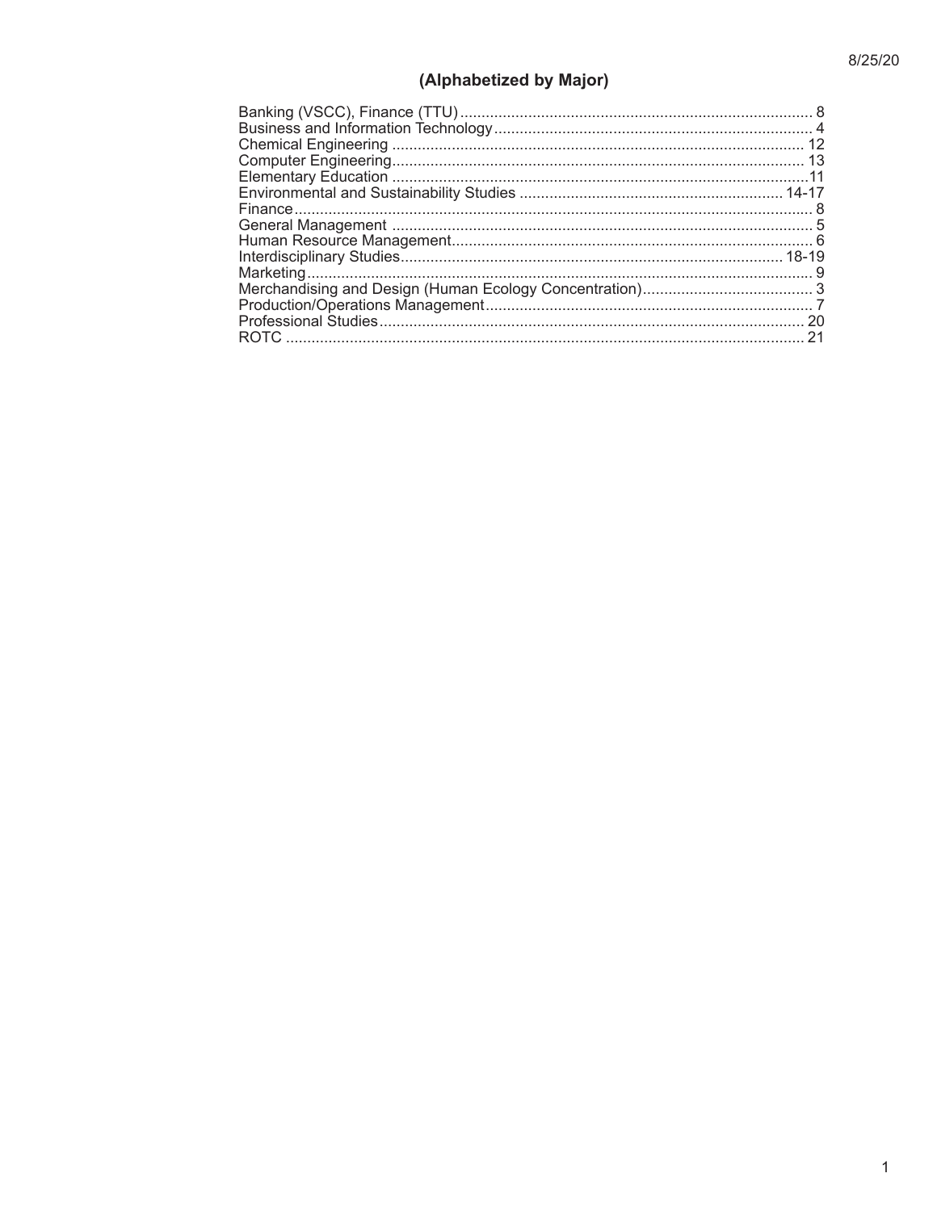## (Alphabetized by Major)

| Major | Page |
|---|---|
| Banking (VSCC), Finance (TTU) | 8 |
| Business and Information Technology | 4 |
| Chemical Engineering | 12 |
| Computer Engineering | 13 |
| Elementary Education | 11 |
| Environmental and Sustainability Studies | 14-17 |
| Finance | 8 |
| General Management | 5 |
| Human Resource Management | 6 |
| Interdisciplinary Studies | 18-19 |
| Marketing | 9 |
| Merchandising and Design (Human Ecology Concentration) | 3 |
| Production/Operations Management | 7 |
| Professional Studies | 20 |
| ROTC | 21 |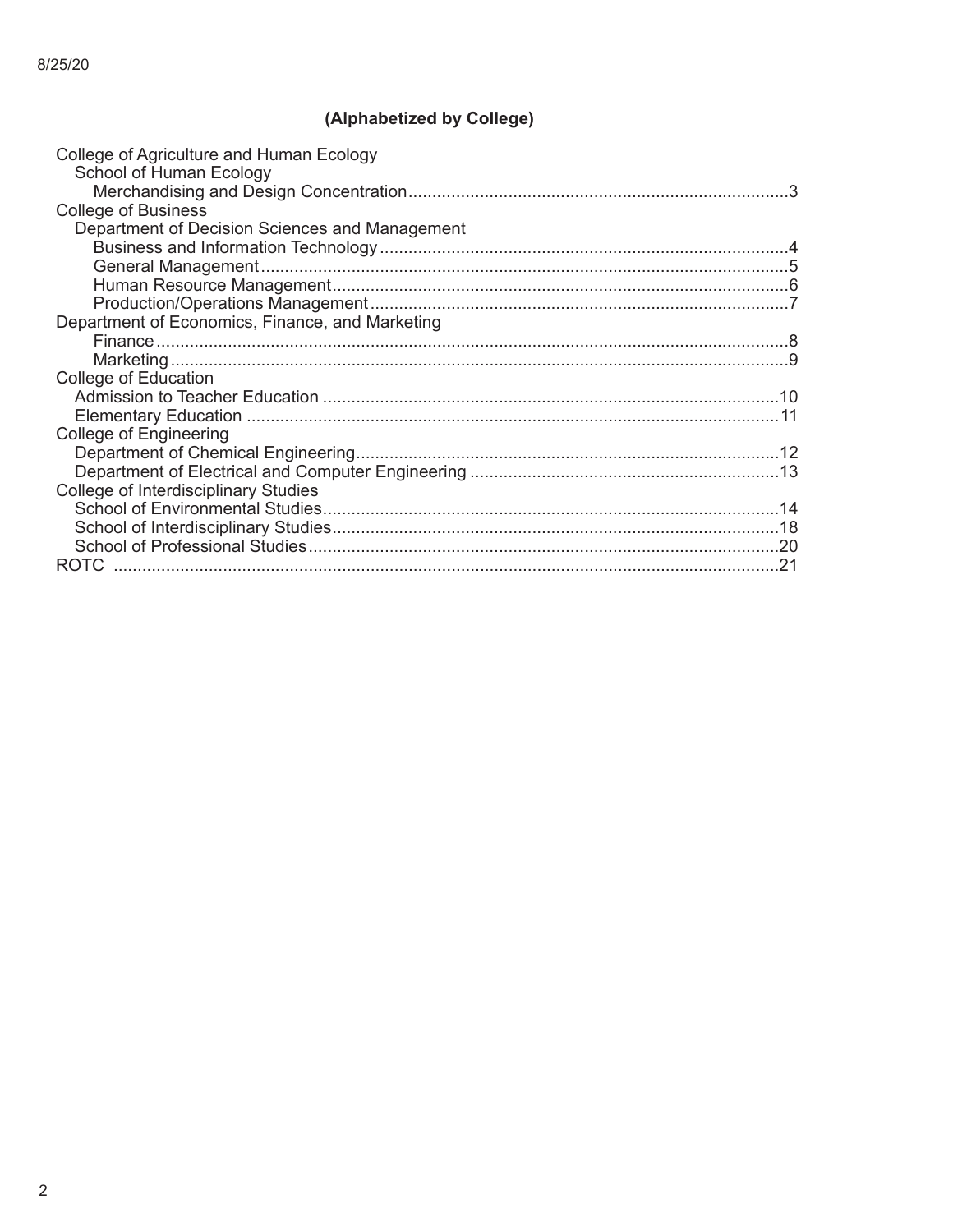## (Alphabetized by College)

- College of Agriculture and Human Ecology
  - School of Human Ecology
    - Merchandising and Design Concentration ... 3
- College of Business
  - Department of Decision Sciences and Management
    - Business and Information Technology ... 4
    - General Management ... 5
    - Human Resource Management ... 6
    - Production/Operations Management ... 7
  - Department of Economics, Finance, and Marketing
    - Finance ... 8
    - Marketing ... 9
- College of Education
  - Admission to Teacher Education ... 10
  - Elementary Education ... 11
- College of Engineering
  - Department of Chemical Engineering ... 12
  - Department of Electrical and Computer Engineering ... 13
- College of Interdisciplinary Studies
  - School of Environmental Studies ... 14
  - School of Interdisciplinary Studies ... 18
  - School of Professional Studies ... 20
- ROTC ... 21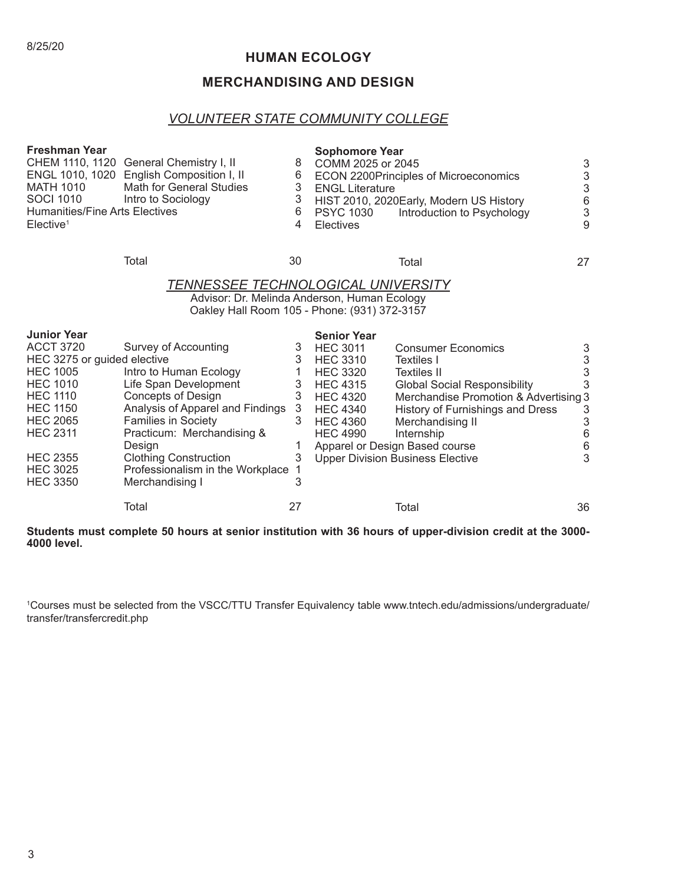8/25/20

# HUMAN ECOLOGY

## MERCHANDISING AND DESIGN

### *VOLUNTEER STATE COMMUNITY COLLEGE*

| **Freshman Year** | | | **Sophomore Year** | | |
|---|---|---|---|---|---|
| CHEM 1110, 1120 | General Chemistry I, II | 8 | COMM 2025 or 2045 | | 3 |
| ENGL 1010, 1020 | English Composition I, II | 6 | ECON 2200 | Principles of Microeconomics | 3 |
| MATH 1010 | Math for General Studies | 3 | ENGL Literature | | 3 |
| SOCI 1010 | Intro to Sociology | 3 | HIST 2010, 2020 | Early, Modern US History | 6 |
| Humanities/Fine Arts Electives | | 6 | PSYC 1030 | Introduction to Psychology | 3 |
| Elective[1] | | 4 | Electives | | 9 |
| | Total | 30 | | Total | 27 |

### *TENNESSEE TECHNOLOGICAL UNIVERSITY*

Advisor: Dr. Melinda Anderson, Human Ecology
Oakley Hall Room 105 - Phone: (931) 372-3157

| **Junior Year** | | | **Senior Year** | | |
|---|---|---|---|---|---|
| ACCT 3720 | Survey of Accounting | 3 | HEC 3011 | Consumer Economics | 3 |
| HEC 3275 or guided elective | | 3 | HEC 3310 | Textiles I | 3 |
| HEC 1005 | Intro to Human Ecology | 1 | HEC 3320 | Textiles II | 3 |
| HEC 1010 | Life Span Development | 3 | HEC 4315 | Global Social Responsibility | 3 |
| HEC 1110 | Concepts of Design | 3 | HEC 4320 | Merchandise Promotion & Advertising | 3 |
| HEC 1150 | Analysis of Apparel and Findings | 3 | HEC 4340 | History of Furnishings and Dress | 3 |
| HEC 2065 | Families in Society | 3 | HEC 4360 | Merchandising II | 3 |
| HEC 2311 | Practicum: Merchandising & Design | 1 | HEC 4990 | Internship | 6 |
| HEC 2355 | Clothing Construction | 3 | Apparel or Design Based course | | 6 |
| HEC 3025 | Professionalism in the Workplace | 1 | Upper Division Business Elective | | 3 |
| HEC 3350 | Merchandising I | 3 | | | |
| | Total | 27 | | Total | 36 |

**Students must complete 50 hours at senior institution with 36 hours of upper-division credit at the 3000-4000 level.**

[1]Courses must be selected from the VSCC/TTU Transfer Equivalency table www.tntech.edu/admissions/undergraduate/transfer/transfercredit.php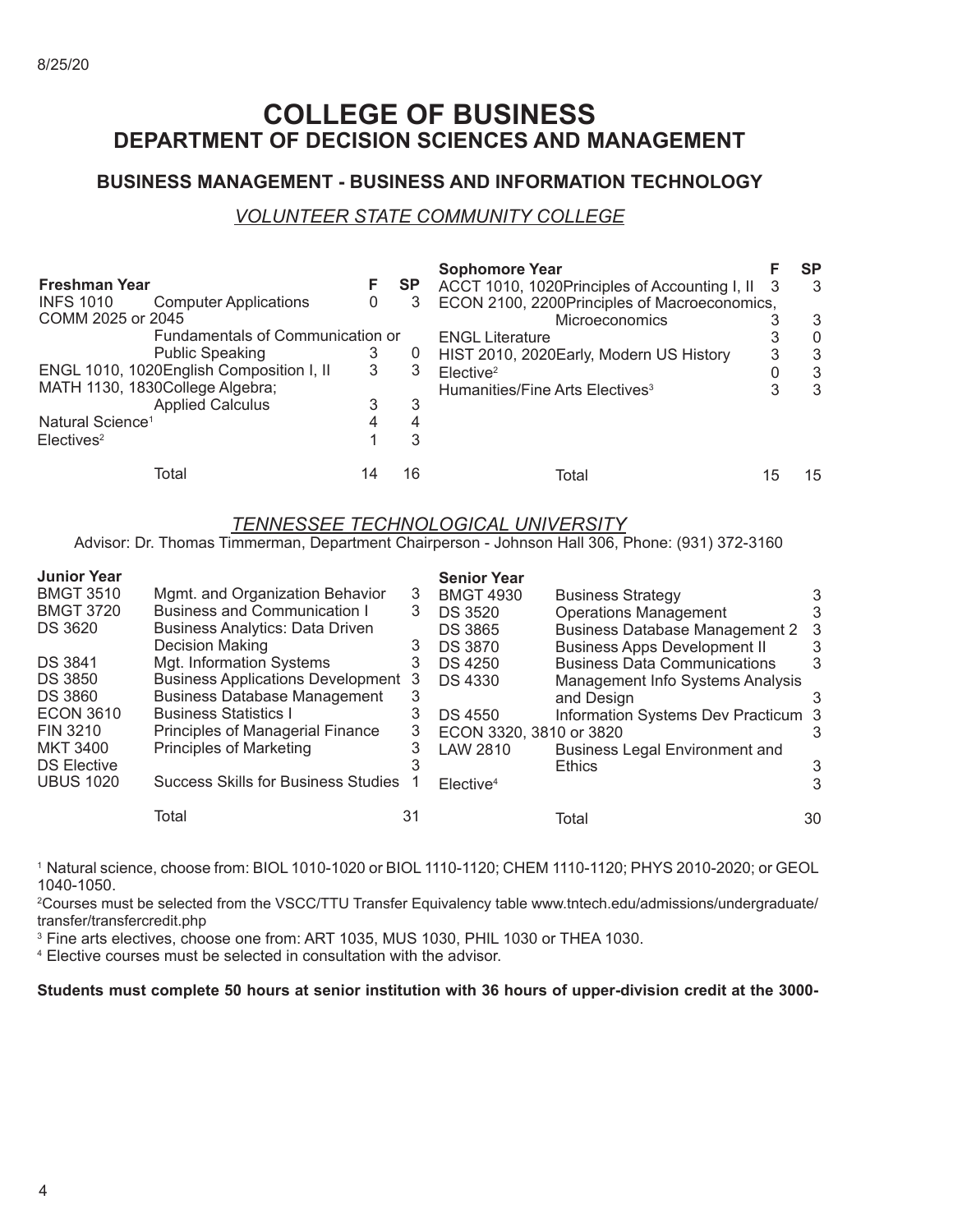8/25/20

# COLLEGE OF BUSINESS
## DEPARTMENT OF DECISION SCIENCES AND MANAGEMENT

### BUSINESS MANAGEMENT - BUSINESS AND INFORMATION TECHNOLOGY

*VOLUNTEER STATE COMMUNITY COLLEGE*

| Freshman Year | | F | SP |
|---|---|---|---|
| INFS 1010 | Computer Applications | 0 | 3 |
| COMM 2025 or 2045 | Fundamentals of Communication or Public Speaking | 3 | 0 |
| ENGL 1010, 1020 | English Composition I, II | 3 | 3 |
| MATH 1130, 1830 | College Algebra; Applied Calculus | 3 | 3 |
| Natural Science[1] | | 4 | 4 |
| Electives[2] | | 1 | 3 |
| | Total | 14 | 16 |

| Sophomore Year | | F | SP |
|---|---|---|---|
| ACCT 1010, 1020 | Principles of Accounting I, II | 3 | 3 |
| ECON 2100, 2200 | Principles of Macroeconomics, Microeconomics | 3 | 3 |
| ENGL Literature | | 3 | 0 |
| HIST 2010, 2020 | Early, Modern US History | 3 | 3 |
| Elective[2] | | 0 | 3 |
| Humanities/Fine Arts Electives[3] | | 3 | 3 |
| | Total | 15 | 15 |

*TENNESSEE TECHNOLOGICAL UNIVERSITY*

Advisor: Dr. Thomas Timmerman, Department Chairperson - Johnson Hall 306, Phone: (931) 372-3160

| Junior Year | | |
|---|---|---|
| BMGT 3510 | Mgmt. and Organization Behavior | 3 |
| BMGT 3720 | Business and Communication I | 3 |
| DS 3620 | Business Analytics: Data Driven Decision Making | 3 |
| DS 3841 | Mgt. Information Systems | 3 |
| DS 3850 | Business Applications Development | 3 |
| DS 3860 | Business Database Management | 3 |
| ECON 3610 | Business Statistics I | 3 |
| FIN 3210 | Principles of Managerial Finance | 3 |
| MKT 3400 | Principles of Marketing | 3 |
| DS Elective | | 3 |
| UBUS 1020 | Success Skills for Business Studies | 1 |
| | Total | 31 |

| Senior Year | | |
|---|---|---|
| BMGT 4930 | Business Strategy | 3 |
| DS 3520 | Operations Management | 3 |
| DS 3865 | Business Database Management 2 | 3 |
| DS 3870 | Business Apps Development II | 3 |
| DS 4250 | Business Data Communications | 3 |
| DS 4330 | Management Info Systems Analysis and Design | 3 |
| DS 4550 | Information Systems Dev Practicum | 3 |
| ECON 3320, 3810 or 3820 | | 3 |
| LAW 2810 | Business Legal Environment and Ethics | 3 |
| Elective[4] | | 3 |
| | Total | 30 |

[1] Natural science, choose from: BIOL 1010-1020 or BIOL 1110-1120; CHEM 1110-1120; PHYS 2010-2020; or GEOL 1040-1050.

[2] Courses must be selected from the VSCC/TTU Transfer Equivalency table www.tntech.edu/admissions/undergraduate/transfer/transfercredit.php

[3] Fine arts electives, choose one from: ART 1035, MUS 1030, PHIL 1030 or THEA 1030.

[4] Elective courses must be selected in consultation with the advisor.

**Students must complete 50 hours at senior institution with 36 hours of upper-division credit at the 3000-**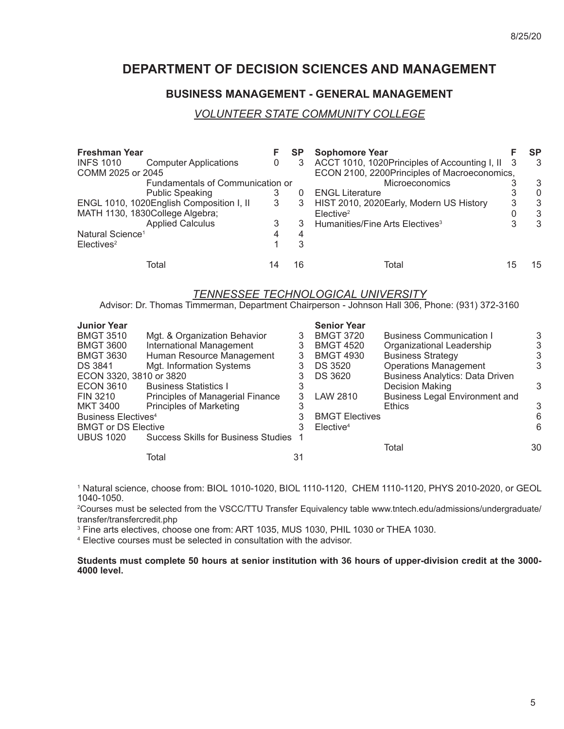# DEPARTMENT OF DECISION SCIENCES AND MANAGEMENT

## BUSINESS MANAGEMENT - GENERAL MANAGEMENT

### *VOLUNTEER STATE COMMUNITY COLLEGE*

| Freshman Year | | F | SP |
|---|---|---|---|
| INFS 1010 | Computer Applications | 0 | 3 |
| COMM 2025 or 2045 | Fundamentals of Communication or Public Speaking | 3 | 0 |
| ENGL 1010, 1020 | English Composition I, II | 3 | 3 |
| MATH 1130, 1830 | College Algebra; Applied Calculus | 3 | 3 |
| Natural Science[1] | | 4 | 4 |
| Electives[2] | | 1 | 3 |
| | Total | 14 | 16 |

| Sophomore Year | | F | SP |
|---|---|---|---|
| ACCT 1010, 1020 | Principles of Accounting I, II | 3 | 3 |
| ECON 2100, 2200 | Principles of Macroeconomics, Microeconomics | 3 | 3 |
| ENGL Literature | | 3 | 0 |
| HIST 2010, 2020 | Early, Modern US History | 3 | 3 |
| Elective[2] | | 0 | 3 |
| Humanities/Fine Arts Electives[3] | | 3 | 3 |
| | Total | 15 | 15 |

### *TENNESSEE TECHNOLOGICAL UNIVERSITY*

Advisor: Dr. Thomas Timmerman, Department Chairperson - Johnson Hall 306, Phone: (931) 372-3160

| Junior Year | | |
|---|---|---|
| BMGT 3510 | Mgt. & Organization Behavior | 3 |
| BMGT 3600 | International Management | 3 |
| BMGT 3630 | Human Resource Management | 3 |
| DS 3841 | Mgt. Information Systems | 3 |
| ECON 3320, 3810 or 3820 | | 3 |
| ECON 3610 | Business Statistics I | 3 |
| FIN 3210 | Principles of Managerial Finance | 3 |
| MKT 3400 | Principles of Marketing | 3 |
| Business Electives[4] | | 3 |
| BMGT or DS Elective | | 3 |
| UBUS 1020 | Success Skills for Business Studies | 1 |
| | Total | 31 |

| Senior Year | | |
|---|---|---|
| BMGT 3720 | Business Communication I | 3 |
| BMGT 4520 | Organizational Leadership | 3 |
| BMGT 4930 | Business Strategy | 3 |
| DS 3520 | Operations Management | 3 |
| DS 3620 | Business Analytics: Data Driven Decision Making | 3 |
| LAW 2810 | Business Legal Environment and Ethics | 3 |
| BMGT Electives | | 6 |
| Elective[4] | | 6 |
| | Total | 30 |

[1] Natural science, choose from: BIOL 1010-1020, BIOL 1110-1120, CHEM 1110-1120, PHYS 2010-2020, or GEOL 1040-1050.

[2] Courses must be selected from the VSCC/TTU Transfer Equivalency table www.tntech.edu/admissions/undergraduate/transfer/transfercredit.php

[3] Fine arts electives, choose one from: ART 1035, MUS 1030, PHIL 1030 or THEA 1030.

[4] Elective courses must be selected in consultation with the advisor.

**Students must complete 50 hours at senior institution with 36 hours of upper-division credit at the 3000-4000 level.**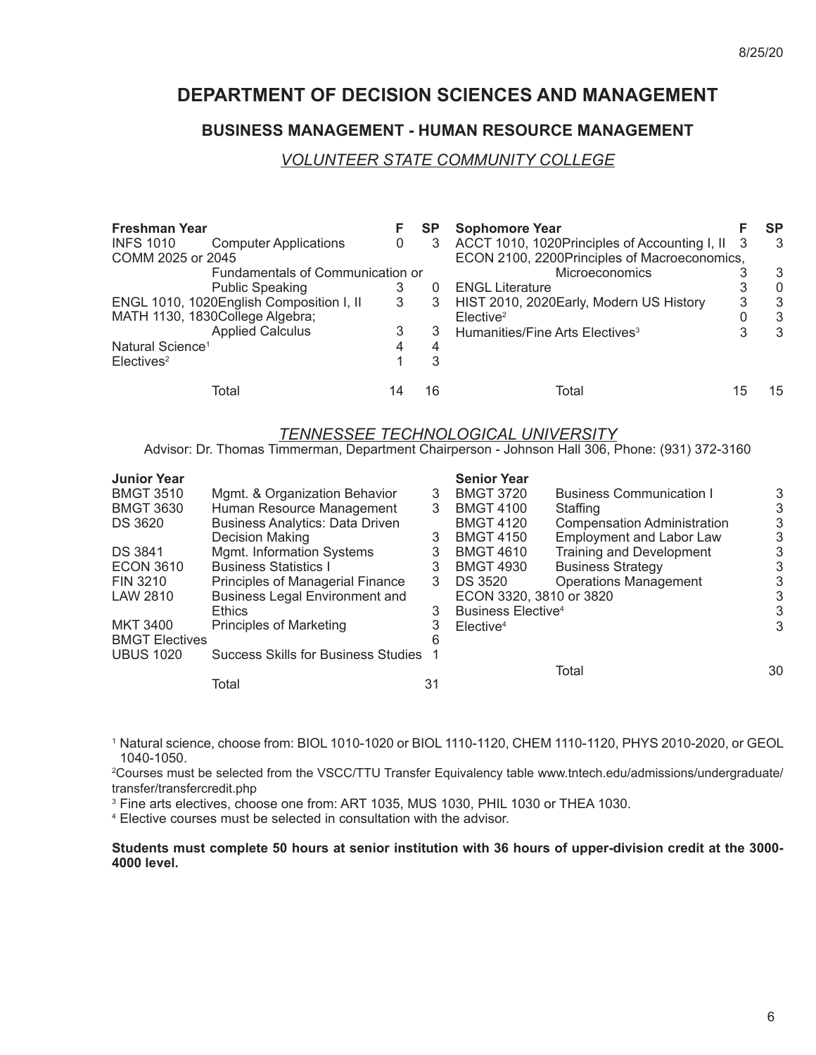8/25/20

# DEPARTMENT OF DECISION SCIENCES AND MANAGEMENT

## BUSINESS MANAGEMENT - HUMAN RESOURCE MANAGEMENT

### *VOLUNTEER STATE COMMUNITY COLLEGE*

| Freshman Year | | F | SP |
|---|---|---|---|
| INFS 1010 | Computer Applications | 0 | 3 |
| COMM 2025 or 2045 | Fundamentals of Communication or Public Speaking | 3 | 0 |
| ENGL 1010, 1020 | English Composition I, II | 3 | 3 |
| MATH 1130, 1830 | College Algebra; Applied Calculus | 3 | 3 |
| Natural Science[1] | | 4 | 4 |
| Electives[2] | | 1 | 3 |
| | Total | 14 | 16 |

| Sophomore Year | | F | SP |
|---|---|---|---|
| ACCT 1010, 1020 | Principles of Accounting I, II | 3 | 3 |
| ECON 2100, 2200 | Principles of Macroeconomics, Microeconomics | 3 | 3 |
| ENGL Literature | | 3 | 0 |
| HIST 2010, 2020 | Early, Modern US History | 3 | 3 |
| Elective[2] | | 0 | 3 |
| Humanities/Fine Arts Electives[3] | | 3 | 3 |
| | Total | 15 | 15 |

### *TENNESSEE TECHNOLOGICAL UNIVERSITY*

Advisor: Dr. Thomas Timmerman, Department Chairperson - Johnson Hall 306, Phone: (931) 372-3160

| Junior Year | | |
|---|---|---|
| BMGT 3510 | Mgmt. & Organization Behavior | 3 |
| BMGT 3630 | Human Resource Management | 3 |
| DS 3620 | Business Analytics: Data Driven Decision Making | 3 |
| DS 3841 | Mgmt. Information Systems | 3 |
| ECON 3610 | Business Statistics I | 3 |
| FIN 3210 | Principles of Managerial Finance | 3 |
| LAW 2810 | Business Legal Environment and Ethics | 3 |
| MKT 3400 | Principles of Marketing | 3 |
| BMGT Electives | | 6 |
| UBUS 1020 | Success Skills for Business Studies | 1 |
| | Total | 31 |

| Senior Year | | |
|---|---|---|
| BMGT 3720 | Business Communication I | 3 |
| BMGT 4100 | Staffing | 3 |
| BMGT 4120 | Compensation Administration | 3 |
| BMGT 4150 | Employment and Labor Law | 3 |
| BMGT 4610 | Training and Development | 3 |
| BMGT 4930 | Business Strategy | 3 |
| DS 3520 | Operations Management | 3 |
| ECON 3320, 3810 or 3820 | | 3 |
| Business Elective[4] | | 3 |
| Elective[4] | | 3 |
| | Total | 30 |

[1] Natural science, choose from: BIOL 1010-1020 or BIOL 1110-1120, CHEM 1110-1120, PHYS 2010-2020, or GEOL 1040-1050.

[2] Courses must be selected from the VSCC/TTU Transfer Equivalency table www.tntech.edu/admissions/undergraduate/transfer/transfercredit.php

[3] Fine arts electives, choose one from: ART 1035, MUS 1030, PHIL 1030 or THEA 1030.

[4] Elective courses must be selected in consultation with the advisor.

**Students must complete 50 hours at senior institution with 36 hours of upper-division credit at the 3000-4000 level.**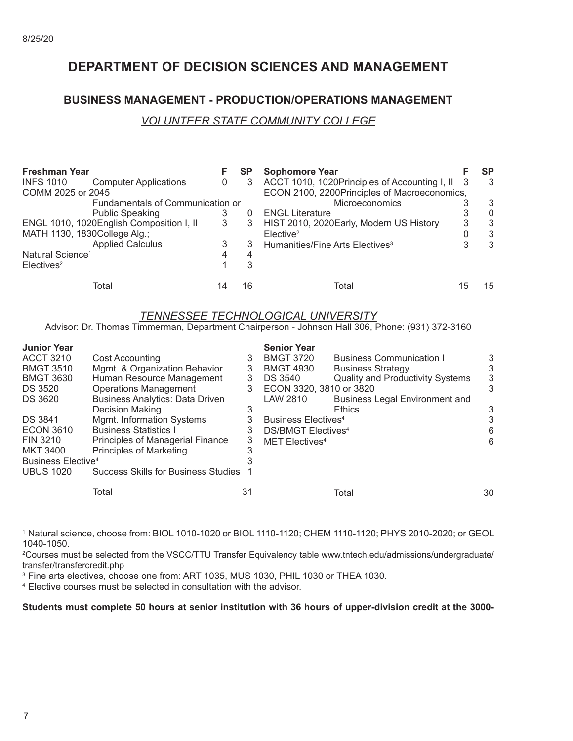8/25/20

# DEPARTMENT OF DECISION SCIENCES AND MANAGEMENT

## BUSINESS MANAGEMENT - PRODUCTION/OPERATIONS MANAGEMENT

### *VOLUNTEER STATE COMMUNITY COLLEGE*

| Freshman Year | | F | SP |
|---|---|---|---|
| INFS 1010 | Computer Applications | 0 | 3 |
| COMM 2025 or 2045 | Fundamentals of Communication or Public Speaking | 3 | 0 |
| ENGL 1010, 1020 | English Composition I, II | 3 | 3 |
| MATH 1130, 1830 | College Alg.; Applied Calculus | 3 | 3 |
| Natural Science[1] | | 4 | 4 |
| Electives[2] | | 1 | 3 |
| | Total | 14 | 16 |

| Sophomore Year | | F | SP |
|---|---|---|---|
| ACCT 1010, 1020 | Principles of Accounting I, II | 3 | 3 |
| ECON 2100, 2200 | Principles of Macroeconomics, Microeconomics | 3 | 3 |
| ENGL Literature | | 3 | 0 |
| HIST 2010, 2020 | Early, Modern US History | 3 | 3 |
| Elective[2] | | 0 | 3 |
| Humanities/Fine Arts Electives[3] | | 3 | 3 |
| | Total | 15 | 15 |

### *TENNESSEE TECHNOLOGICAL UNIVERSITY*

Advisor: Dr. Thomas Timmerman, Department Chairperson - Johnson Hall 306, Phone: (931) 372-3160

| Junior Year | | |
|---|---|---|
| ACCT 3210 | Cost Accounting | 3 |
| BMGT 3510 | Mgmt. & Organization Behavior | 3 |
| BMGT 3630 | Human Resource Management | 3 |
| DS 3520 | Operations Management | 3 |
| DS 3620 | Business Analytics: Data Driven Decision Making | 3 |
| DS 3841 | Mgmt. Information Systems | 3 |
| ECON 3610 | Business Statistics I | 3 |
| FIN 3210 | Principles of Managerial Finance | 3 |
| MKT 3400 | Principles of Marketing | 3 |
| Business Elective[4] | | 3 |
| UBUS 1020 | Success Skills for Business Studies | 1 |
| | Total | 31 |

| Senior Year | | |
|---|---|---|
| BMGT 3720 | Business Communication I | 3 |
| BMGT 4930 | Business Strategy | 3 |
| DS 3540 | Quality and Productivity Systems | 3 |
| ECON 3320, 3810 or 3820 | | 3 |
| LAW 2810 | Business Legal Environment and Ethics | 3 |
| Business Electives[4] | | 3 |
| DS/BMGT Electives[4] | | 6 |
| MET Electives[4] | | 6 |
| | Total | 30 |

[1] Natural science, choose from: BIOL 1010-1020 or BIOL 1110-1120; CHEM 1110-1120; PHYS 2010-2020; or GEOL 1040-1050.

[2] Courses must be selected from the VSCC/TTU Transfer Equivalency table www.tntech.edu/admissions/undergraduate/transfer/transfercredit.php

[3] Fine arts electives, choose one from: ART 1035, MUS 1030, PHIL 1030 or THEA 1030.

[4] Elective courses must be selected in consultation with the advisor.

**Students must complete 50 hours at senior institution with 36 hours of upper-division credit at the 3000-**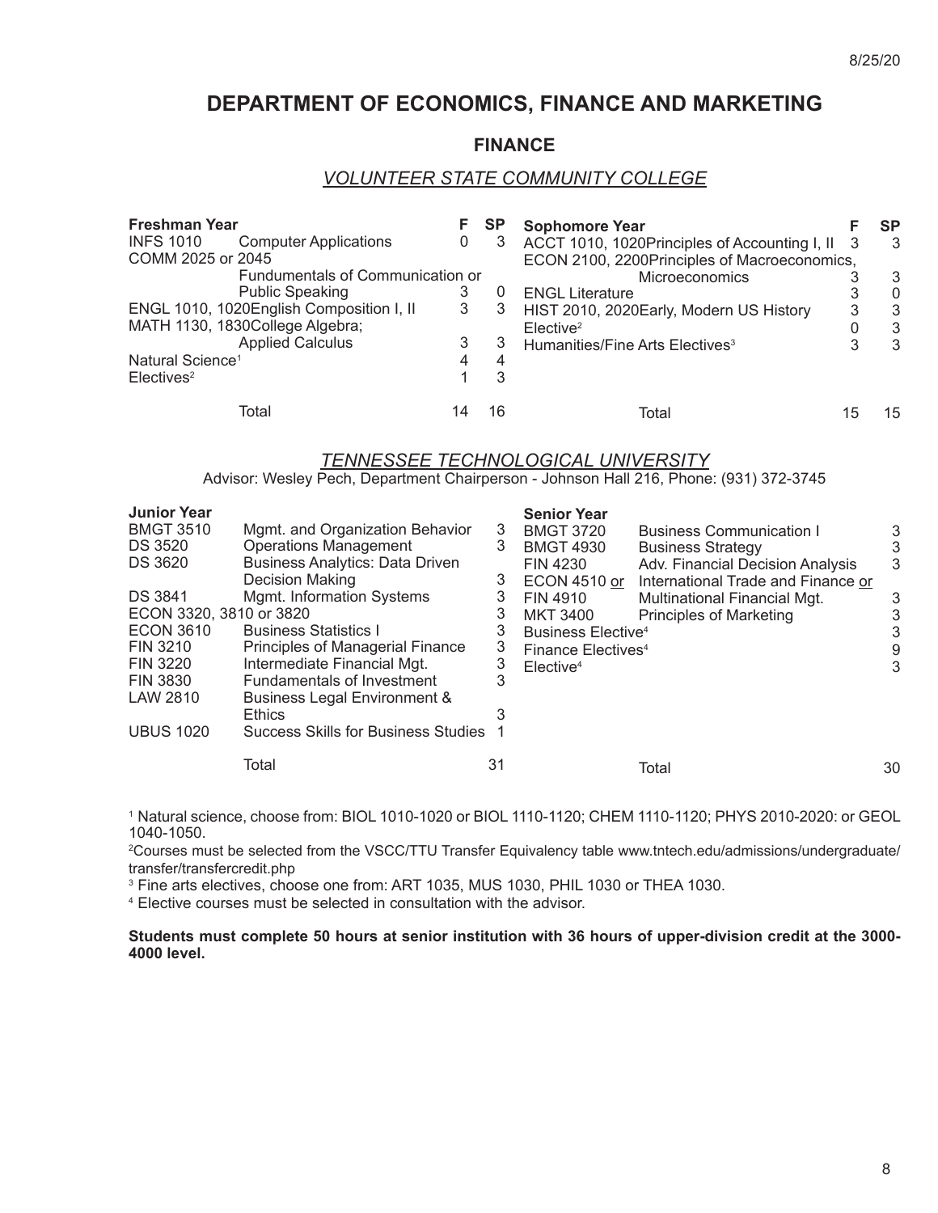# DEPARTMENT OF ECONOMICS, FINANCE AND MARKETING

## FINANCE

### *VOLUNTEER STATE COMMUNITY COLLEGE*

| Freshman Year | | F | SP |
|---|---|---|---|
| INFS 1010 | Computer Applications | 0 | 3 |
| COMM 2025 or 2045 | Fundamentals of Communication or Public Speaking | 3 | 0 |
| ENGL 1010, 1020 | English Composition I, II | 3 | 3 |
| MATH 1130, 1830 | College Algebra; Applied Calculus | 3 | 3 |
| Natural Science[1] | | 4 | 4 |
| Electives[2] | | 1 | 3 |
| | Total | 14 | 16 |

| Sophomore Year | | F | SP |
|---|---|---|---|
| ACCT 1010, 1020 | Principles of Accounting I, II | 3 | 3 |
| ECON 2100, 2200 | Principles of Macroeconomics, Microeconomics | 3 | 3 |
| ENGL Literature | | 3 | 0 |
| HIST 2010, 2020 | Early, Modern US History | 3 | 3 |
| Elective[2] | | 0 | 3 |
| Humanities/Fine Arts Electives[3] | | 3 | 3 |
| | Total | 15 | 15 |

### *TENNESSEE TECHNOLOGICAL UNIVERSITY*

Advisor: Wesley Pech, Department Chairperson - Johnson Hall 216, Phone: (931) 372-3745

| Junior Year | | |
|---|---|---|
| BMGT 3510 | Mgmt. and Organization Behavior | 3 |
| DS 3520 | Operations Management | 3 |
| DS 3620 | Business Analytics: Data Driven Decision Making | 3 |
| DS 3841 | Mgmt. Information Systems | 3 |
| ECON 3320, 3810 or 3820 | | 3 |
| ECON 3610 | Business Statistics I | 3 |
| FIN 3210 | Principles of Managerial Finance | 3 |
| FIN 3220 | Intermediate Financial Mgt. | 3 |
| FIN 3830 | Fundamentals of Investment | 3 |
| LAW 2810 | Business Legal Environment & Ethics | 3 |
| UBUS 1020 | Success Skills for Business Studies | 1 |
| | Total | 31 |

| Senior Year | | |
|---|---|---|
| BMGT 3720 | Business Communication I | 3 |
| BMGT 4930 | Business Strategy | 3 |
| FIN 4230 | Adv. Financial Decision Analysis | 3 |
| ECON 4510 or FIN 4910 | International Trade and Finance or Multinational Financial Mgt. | 3 |
| MKT 3400 | Principles of Marketing | 3 |
| Business Elective[4] | | 3 |
| Finance Electives[4] | | 9 |
| Elective[4] | | 3 |
| | Total | 30 |

[1] Natural science, choose from: BIOL 1010-1020 or BIOL 1110-1120; CHEM 1110-1120; PHYS 2010-2020: or GEOL 1040-1050.

[2] Courses must be selected from the VSCC/TTU Transfer Equivalency table www.tntech.edu/admissions/undergraduate/transfer/transfercredit.php

[3] Fine arts electives, choose one from: ART 1035, MUS 1030, PHIL 1030 or THEA 1030.

[4] Elective courses must be selected in consultation with the advisor.

**Students must complete 50 hours at senior institution with 36 hours of upper-division credit at the 3000-4000 level.**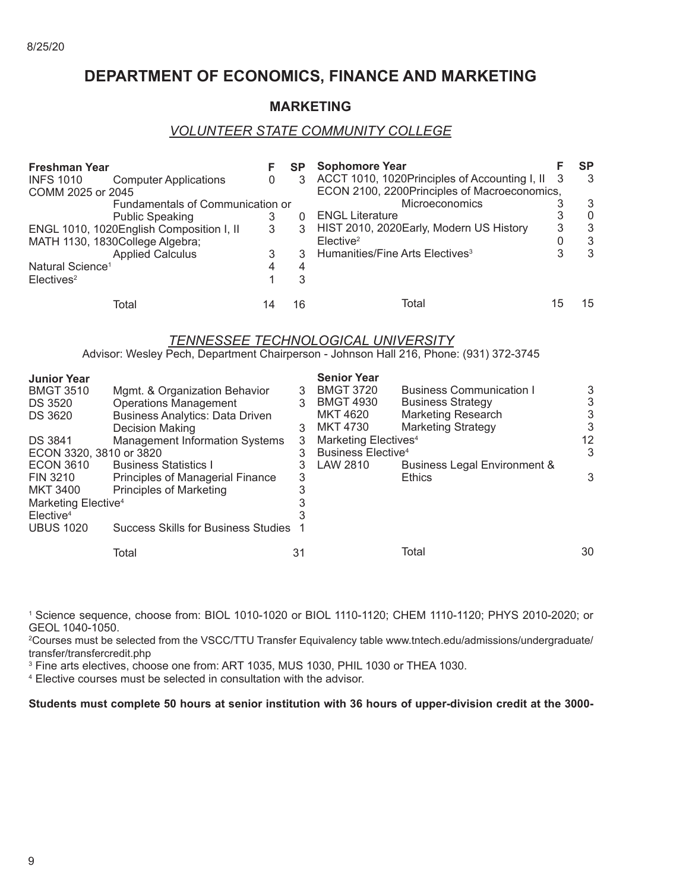8/25/20

# DEPARTMENT OF ECONOMICS, FINANCE AND MARKETING

## MARKETING

### *VOLUNTEER STATE COMMUNITY COLLEGE*

| Freshman Year | | F | SP |
|---|---|---|---|
| INFS 1010 | Computer Applications | 0 | 3 |
| COMM 2025 or 2045 | Fundamentals of Communication or Public Speaking | 3 | 0 |
| ENGL 1010, 1020 | English Composition I, II | 3 | 3 |
| MATH 1130, 1830 | College Algebra; Applied Calculus | 3 | 3 |
| Natural Science[1] | | 4 | 4 |
| Electives[2] | | 1 | 3 |
| | Total | 14 | 16 |

| Sophomore Year | | F | SP |
|---|---|---|---|
| ACCT 1010, 1020 | Principles of Accounting I, II | 3 | 3 |
| ECON 2100, 2200 | Principles of Macroeconomics, Microeconomics | 3 | 3 |
| ENGL Literature | | 3 | 0 |
| HIST 2010, 2020 | Early, Modern US History | 3 | 3 |
| Elective[2] | | 0 | 3 |
| Humanities/Fine Arts Electives[3] | | 3 | 3 |
| | Total | 15 | 15 |

### *TENNESSEE TECHNOLOGICAL UNIVERSITY*

Advisor: Wesley Pech, Department Chairperson - Johnson Hall 216, Phone: (931) 372-3745

| Junior Year | | |
|---|---|---|
| BMGT 3510 | Mgmt. & Organization Behavior | 3 |
| DS 3520 | Operations Management | 3 |
| DS 3620 | Business Analytics: Data Driven Decision Making | 3 |
| DS 3841 | Management Information Systems | 3 |
| ECON 3320, 3810 or 3820 | | 3 |
| ECON 3610 | Business Statistics I | 3 |
| FIN 3210 | Principles of Managerial Finance | 3 |
| MKT 3400 | Principles of Marketing | 3 |
| Marketing Elective[4] | | 3 |
| Elective[4] | | 3 |
| UBUS 1020 | Success Skills for Business Studies | 1 |
| | Total | 31 |

| Senior Year | | |
|---|---|---|
| BMGT 3720 | Business Communication I | 3 |
| BMGT 4930 | Business Strategy | 3 |
| MKT 4620 | Marketing Research | 3 |
| MKT 4730 | Marketing Strategy | 3 |
| Marketing Electives[4] | | 12 |
| Business Elective[4] | | 3 |
| LAW 2810 | Business Legal Environment & Ethics | 3 |
| | Total | 30 |

[1] Science sequence, choose from: BIOL 1010-1020 or BIOL 1110-1120; CHEM 1110-1120; PHYS 2010-2020; or GEOL 1040-1050.

[2]Courses must be selected from the VSCC/TTU Transfer Equivalency table www.tntech.edu/admissions/undergraduate/transfer/transfercredit.php

[3] Fine arts electives, choose one from: ART 1035, MUS 1030, PHIL 1030 or THEA 1030.

[4] Elective courses must be selected in consultation with the advisor.

**Students must complete 50 hours at senior institution with 36 hours of upper-division credit at the 3000-**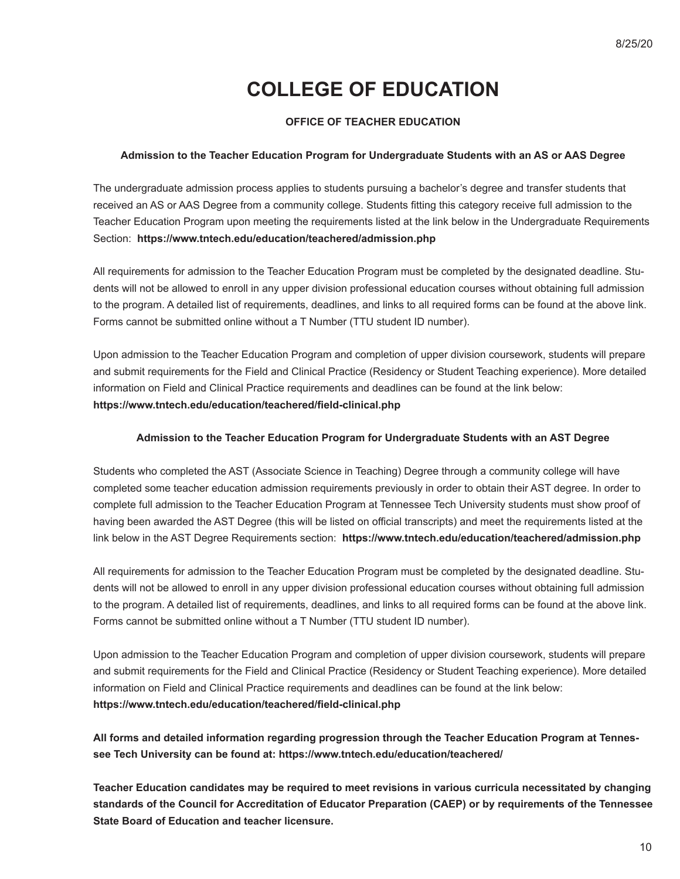# COLLEGE OF EDUCATION

### OFFICE OF TEACHER EDUCATION

#### Admission to the Teacher Education Program for Undergraduate Students with an AS or AAS Degree

The undergraduate admission process applies to students pursuing a bachelor's degree and transfer students that received an AS or AAS Degree from a community college. Students fitting this category receive full admission to the Teacher Education Program upon meeting the requirements listed at the link below in the Undergraduate Requirements Section: **https://www.tntech.edu/education/teachered/admission.php**

All requirements for admission to the Teacher Education Program must be completed by the designated deadline. Students will not be allowed to enroll in any upper division professional education courses without obtaining full admission to the program. A detailed list of requirements, deadlines, and links to all required forms can be found at the above link. Forms cannot be submitted online without a T Number (TTU student ID number).

Upon admission to the Teacher Education Program and completion of upper division coursework, students will prepare and submit requirements for the Field and Clinical Practice (Residency or Student Teaching experience). More detailed information on Field and Clinical Practice requirements and deadlines can be found at the link below:
**https://www.tntech.edu/education/teachered/field-clinical.php**

#### Admission to the Teacher Education Program for Undergraduate Students with an AST Degree

Students who completed the AST (Associate Science in Teaching) Degree through a community college will have completed some teacher education admission requirements previously in order to obtain their AST degree. In order to complete full admission to the Teacher Education Program at Tennessee Tech University students must show proof of having been awarded the AST Degree (this will be listed on official transcripts) and meet the requirements listed at the link below in the AST Degree Requirements section: **https://www.tntech.edu/education/teachered/admission.php**

All requirements for admission to the Teacher Education Program must be completed by the designated deadline. Students will not be allowed to enroll in any upper division professional education courses without obtaining full admission to the program. A detailed list of requirements, deadlines, and links to all required forms can be found at the above link. Forms cannot be submitted online without a T Number (TTU student ID number).

Upon admission to the Teacher Education Program and completion of upper division coursework, students will prepare and submit requirements for the Field and Clinical Practice (Residency or Student Teaching experience). More detailed information on Field and Clinical Practice requirements and deadlines can be found at the link below:
**https://www.tntech.edu/education/teachered/field-clinical.php**

**All forms and detailed information regarding progression through the Teacher Education Program at Tennessee Tech University can be found at: https://www.tntech.edu/education/teachered/**

**Teacher Education candidates may be required to meet revisions in various curricula necessitated by changing standards of the Council for Accreditation of Educator Preparation (CAEP) or by requirements of the Tennessee State Board of Education and teacher licensure.**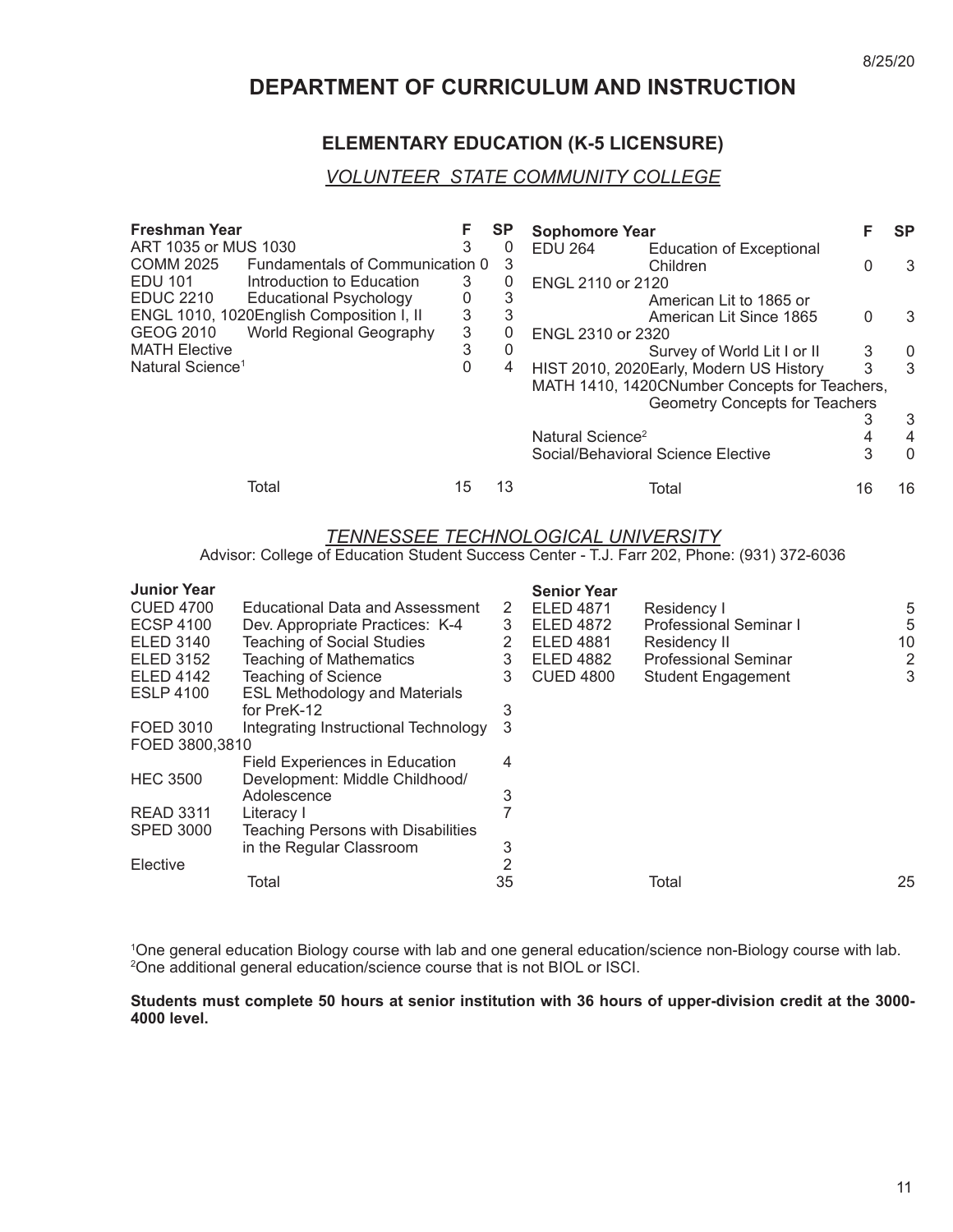8/25/20

# DEPARTMENT OF CURRICULUM AND INSTRUCTION

## ELEMENTARY EDUCATION (K-5 LICENSURE)

### *VOLUNTEER STATE COMMUNITY COLLEGE*

| Freshman Year | | F | SP |
|---|---|---|---|
| ART 1035 or MUS 1030 | | 3 | 0 |
| COMM 2025 | Fundamentals of Communication | 0 | 3 |
| EDU 101 | Introduction to Education | 3 | 0 |
| EDUC 2210 | Educational Psychology | 0 | 3 |
| ENGL 1010, 1020 | English Composition I, II | 3 | 3 |
| GEOG 2010 | World Regional Geography | 3 | 0 |
| MATH Elective | | 3 | 0 |
| Natural Science[1] | | 0 | 4 |
| | Total | 15 | 13 |

| Sophomore Year | | F | SP |
|---|---|---|---|
| EDU 264 | Education of Exceptional Children | 0 | 3 |
| ENGL 2110 or 2120 | American Lit to 1865 or American Lit Since 1865 | 0 | 3 |
| ENGL 2310 or 2320 | Survey of World Lit I or II | 3 | 0 |
| HIST 2010, 2020 | Early, Modern US History | 3 | 3 |
| MATH 1410, 1420C | Number Concepts for Teachers, Geometry Concepts for Teachers | 3 | 3 |
| Natural Science[2] | | 4 | 4 |
| Social/Behavioral Science Elective | | 3 | 0 |
| | Total | 16 | 16 |

### *TENNESSEE TECHNOLOGICAL UNIVERSITY*

Advisor: College of Education Student Success Center - T.J. Farr 202, Phone: (931) 372-6036

| Junior Year | | |
|---|---|---|
| CUED 4700 | Educational Data and Assessment | 2 |
| ECSP 4100 | Dev. Appropriate Practices: K-4 | 3 |
| ELED 3140 | Teaching of Social Studies | 2 |
| ELED 3152 | Teaching of Mathematics | 3 |
| ELED 4142 | Teaching of Science | 3 |
| ESLP 4100 | ESL Methodology and Materials for PreK-12 | 3 |
| FOED 3010 | Integrating Instructional Technology | 3 |
| FOED 3800,3810 | Field Experiences in Education | 4 |
| HEC 3500 | Development: Middle Childhood/ Adolescence | 3 |
| READ 3311 | Literacy I | 7 |
| SPED 3000 | Teaching Persons with Disabilities in the Regular Classroom | 3 |
| Elective | | 2 |
| | Total | 35 |

| Senior Year | | |
|---|---|---|
| ELED 4871 | Residency I | 5 |
| ELED 4872 | Professional Seminar I | 5 |
| ELED 4881 | Residency II | 10 |
| ELED 4882 | Professional Seminar | 2 |
| CUED 4800 | Student Engagement | 3 |
| | Total | 25 |

[1]One general education Biology course with lab and one general education/science non-Biology course with lab.
[2]One additional general education/science course that is not BIOL or ISCI.

**Students must complete 50 hours at senior institution with 36 hours of upper-division credit at the 3000-4000 level.**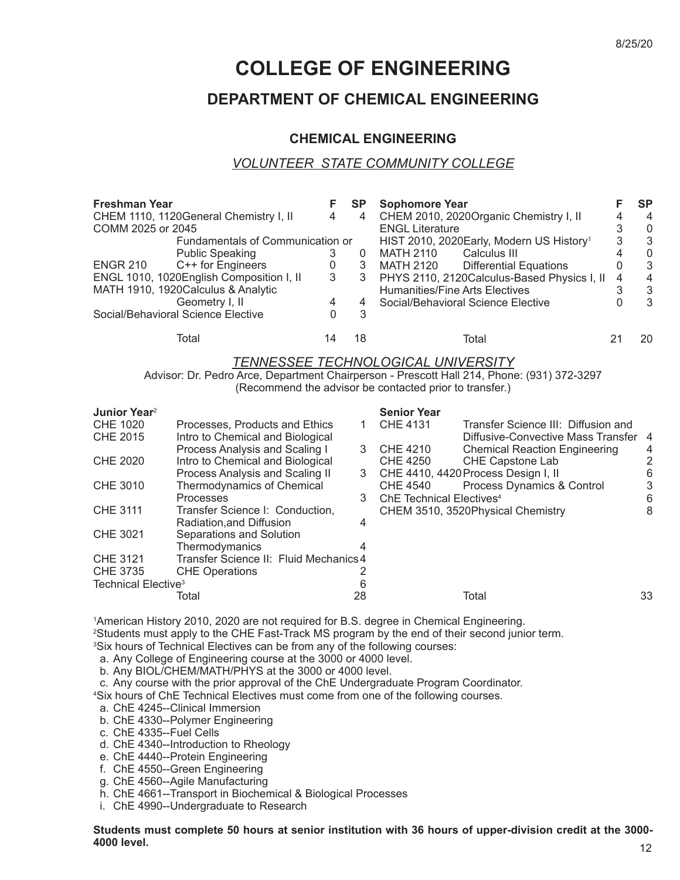8/25/20

# COLLEGE OF ENGINEERING

## DEPARTMENT OF CHEMICAL ENGINEERING

### CHEMICAL ENGINEERING

*VOLUNTEER STATE COMMUNITY COLLEGE*

| Freshman Year | | F | SP |
|---|---|---|---|
| CHEM 1110, 1120 | General Chemistry I, II | 4 | 4 |
| COMM 2025 or 2045 | Fundamentals of Communication or Public Speaking | 3 | 0 |
| ENGR 210 | C++ for Engineers | 0 | 3 |
| ENGL 1010, 1020 | English Composition I, II | 3 | 3 |
| MATH 1910, 1920 | Calculus & Analytic Geometry I, II | 4 | 4 |
| Social/Behavioral Science Elective | | 0 | 3 |
| | Total | 14 | 18 |

| Sophomore Year | | F | SP |
|---|---|---|---|
| CHEM 2010, 2020 | Organic Chemistry I, II | 4 | 4 |
| ENGL Literature | | 3 | 0 |
| HIST 2010, 2020 | Early, Modern US History[1] | 3 | 3 |
| MATH 2110 | Calculus III | 4 | 0 |
| MATH 2120 | Differential Equations | 0 | 3 |
| PHYS 2110, 2120 | Calculus-Based Physics I, II | 4 | 4 |
| Humanities/Fine Arts Electives | | 3 | 3 |
| Social/Behavioral Science Elective | | 0 | 3 |
| | Total | 21 | 20 |

*TENNESSEE TECHNOLOGICAL UNIVERSITY*

Advisor: Dr. Pedro Arce, Department Chairperson - Prescott Hall 214, Phone: (931) 372-3297
(Recommend the advisor be contacted prior to transfer.)

| Junior Year[2] | | |
|---|---|---|
| CHE 1020 | Processes, Products and Ethics | 1 |
| CHE 2015 | Intro to Chemical and Biological Process Analysis and Scaling I | 3 |
| CHE 2020 | Intro to Chemical and Biological Process Analysis and Scaling II | 3 |
| CHE 3010 | Thermodynamics of Chemical Processes | 3 |
| CHE 3111 | Transfer Science I: Conduction, Radiation,and Diffusion | 4 |
| CHE 3021 | Separations and Solution Thermodynamics | 4 |
| CHE 3121 | Transfer Science II: Fluid Mechanics | 4 |
| CHE 3735 | CHE Operations | 2 |
| Technical Elective[3] | | 6 |
| | Total | 28 |

| Senior Year | | |
|---|---|---|
| CHE 4131 | Transfer Science III: Diffusion and Diffusive-Convective Mass Transfer | 4 |
| CHE 4210 | Chemical Reaction Engineering | 4 |
| CHE 4250 | CHE Capstone Lab | 2 |
| CHE 4410, 4420 | Process Design I, II | 6 |
| CHE 4540 | Process Dynamics & Control | 3 |
| ChE Technical Electives[4] | | 6 |
| CHEM 3510, 3520 | Physical Chemistry | 8 |
| | Total | 33 |

[1]American History 2010, 2020 are not required for B.S. degree in Chemical Engineering.
[2]Students must apply to the CHE Fast-Track MS program by the end of their second junior term.
[3]Six hours of Technical Electives can be from any of the following courses:

a. Any College of Engineering course at the 3000 or 4000 level.
b. Any BIOL/CHEM/MATH/PHYS at the 3000 or 4000 level.
c. Any course with the prior approval of the ChE Undergraduate Program Coordinator.

[4]Six hours of ChE Technical Electives must come from one of the following courses:

a. ChE 4245--Clinical Immersion
b. ChE 4330--Polymer Engineering
c. ChE 4335--Fuel Cells
d. ChE 4340--Introduction to Rheology
e. ChE 4440--Protein Engineering
f. ChE 4550--Green Engineering
g. ChE 4560--Agile Manufacturing
h. ChE 4661--Transport in Biochemical & Biological Processes
i. ChE 4990--Undergraduate to Research

**Students must complete 50 hours at senior institution with 36 hours of upper-division credit at the 3000-4000 level.**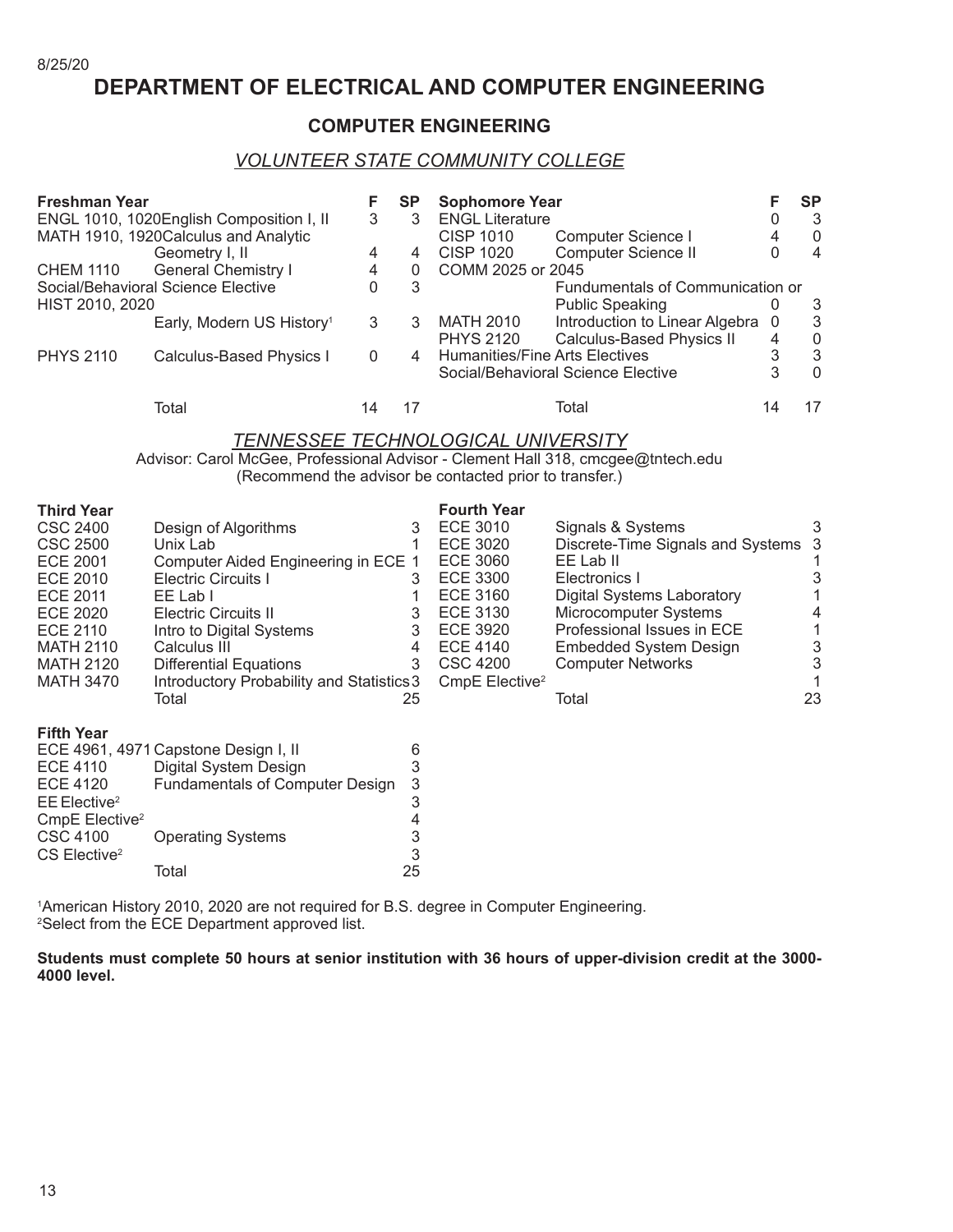8/25/20

# DEPARTMENT OF ELECTRICAL AND COMPUTER ENGINEERING

## COMPUTER ENGINEERING

### *VOLUNTEER STATE COMMUNITY COLLEGE*

| Freshman Year | | F | SP |
|---|---|---|---|
| ENGL 1010, 1020 | English Composition I, II | 3 | 3 |
| MATH 1910, 1920 | Calculus and Analytic Geometry I, II | 4 | 4 |
| CHEM 1110 | General Chemistry I | 4 | 0 |
| Social/Behavioral Science Elective | | 0 | 3 |
| HIST 2010, 2020 | Early, Modern US History[1] | 3 | 3 |
| PHYS 2110 | Calculus-Based Physics I | 0 | 4 |
| | Total | 14 | 17 |

| Sophomore Year | | F | SP |
|---|---|---|---|
| ENGL Literature | | 0 | 3 |
| CISP 1010 | Computer Science I | 4 | 0 |
| CISP 1020 | Computer Science II | 0 | 4 |
| COMM 2025 or 2045 | Fundamentals of Communication or Public Speaking | 0 | 3 |
| MATH 2010 | Introduction to Linear Algebra | 0 | 3 |
| PHYS 2120 | Calculus-Based Physics II | 4 | 0 |
| Humanities/Fine Arts Electives | | 3 | 3 |
| Social/Behavioral Science Elective | | 3 | 0 |
| | Total | 14 | 17 |

### *TENNESSEE TECHNOLOGICAL UNIVERSITY*

Advisor: Carol McGee, Professional Advisor - Clement Hall 318, cmcgee@tntech.edu
(Recommend the advisor be contacted prior to transfer.)

| Third Year | | |
|---|---|---|
| CSC 2400 | Design of Algorithms | 3 |
| CSC 2500 | Unix Lab | 1 |
| ECE 2001 | Computer Aided Engineering in ECE | 1 |
| ECE 2010 | Electric Circuits I | 3 |
| ECE 2011 | EE Lab I | 1 |
| ECE 2020 | Electric Circuits II | 3 |
| ECE 2110 | Intro to Digital Systems | 3 |
| MATH 2110 | Calculus III | 4 |
| MATH 2120 | Differential Equations | 3 |
| MATH 3470 | Introductory Probability and Statistics | 3 |
| | Total | 25 |

| Fourth Year | | |
|---|---|---|
| ECE 3010 | Signals & Systems | 3 |
| ECE 3020 | Discrete-Time Signals and Systems | 3 |
| ECE 3060 | EE Lab II | 1 |
| ECE 3300 | Electronics I | 3 |
| ECE 3160 | Digital Systems Laboratory | 1 |
| ECE 3130 | Microcomputer Systems | 4 |
| ECE 3920 | Professional Issues in ECE | 1 |
| ECE 4140 | Embedded System Design | 3 |
| CSC 4200 | Computer Networks | 3 |
| CmpE Elective[2] | | 1 |
| | Total | 23 |

| Fifth Year | | |
|---|---|---|
| ECE 4961, 4971 | Capstone Design I, II | 6 |
| ECE 4110 | Digital System Design | 3 |
| ECE 4120 | Fundamentals of Computer Design | 3 |
| EE Elective[2] | | 3 |
| CmpE Elective[2] | | 4 |
| CSC 4100 | Operating Systems | 3 |
| CS Elective[2] | | 3 |
| | Total | 25 |

[1]American History 2010, 2020 are not required for B.S. degree in Computer Engineering.
[2]Select from the ECE Department approved list.

**Students must complete 50 hours at senior institution with 36 hours of upper-division credit at the 3000-4000 level.**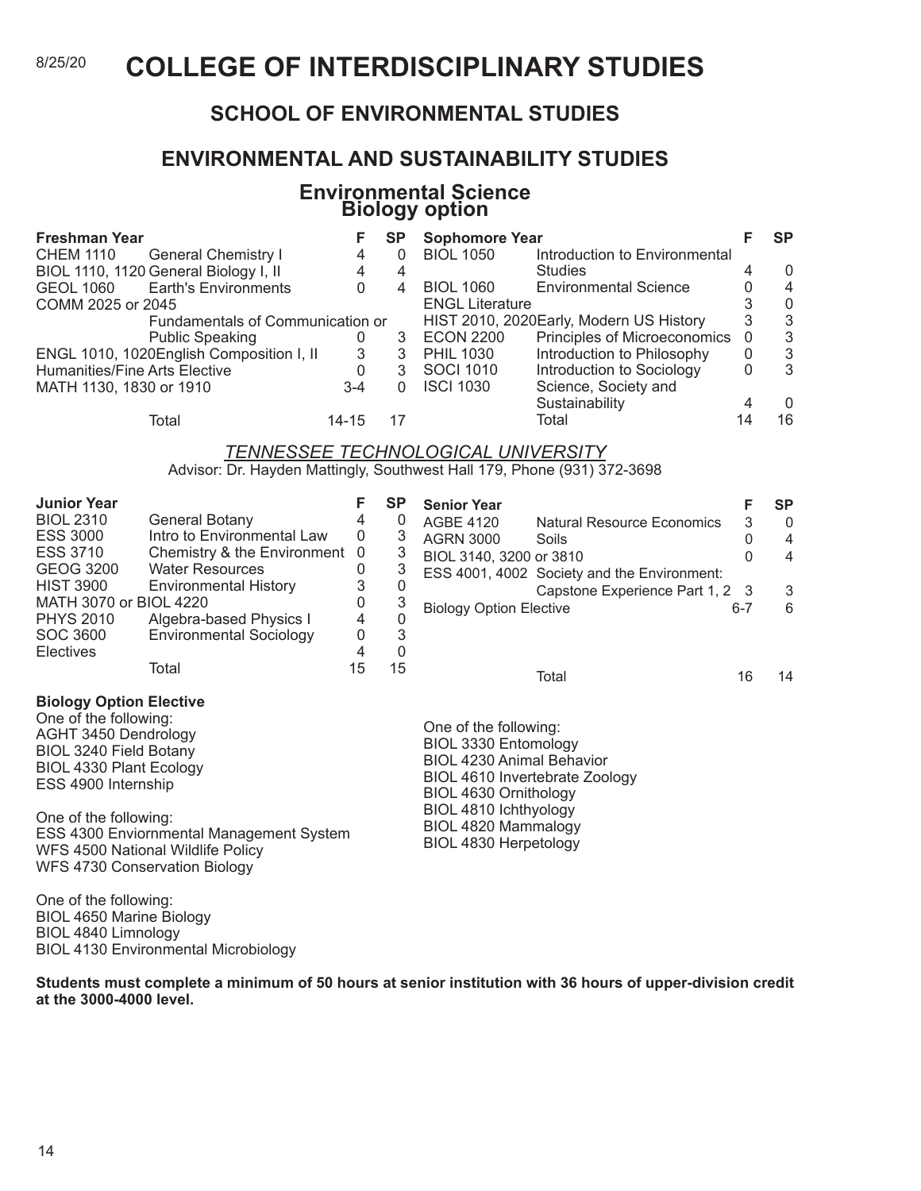8/25/20

# COLLEGE OF INTERDISCIPLINARY STUDIES

## SCHOOL OF ENVIRONMENTAL STUDIES

## ENVIRONMENTAL AND SUSTAINABILITY STUDIES

### Environmental Science
### Biology option

| Freshman Year | | F | SP |
|---|---|---|---|
| CHEM 1110 | General Chemistry I | 4 | 0 |
| BIOL 1110, 1120 | General Biology I, II | 4 | 4 |
| GEOL 1060 | Earth's Environments | 0 | 4 |
| COMM 2025 or 2045 | Fundamentals of Communication or Public Speaking | 0 | 3 |
| ENGL 1010, 1020 | English Composition I, II | 3 | 3 |
| Humanities/Fine Arts Elective | | 0 | 3 |
| MATH 1130, 1830 or 1910 | | 3-4 | 0 |
| | Total | 14-15 | 17 |

| Sophomore Year | | F | SP |
|---|---|---|---|
| BIOL 1050 | Introduction to Environmental Studies | 4 | 0 |
| BIOL 1060 | Environmental Science | 0 | 4 |
| ENGL Literature | | 3 | 0 |
| HIST 2010, 2020 | Early, Modern US History | 3 | 3 |
| ECON 2200 | Principles of Microeconomics | 0 | 3 |
| PHIL 1030 | Introduction to Philosophy | 0 | 3 |
| SOCI 1010 | Introduction to Sociology | 0 | 3 |
| ISCI 1030 | Science, Society and Sustainability | 4 | 0 |
| | Total | 14 | 16 |

*TENNESSEE TECHNOLOGICAL UNIVERSITY*

Advisor: Dr. Hayden Mattingly, Southwest Hall 179, Phone (931) 372-3698

| Junior Year | | F | SP |
|---|---|---|---|
| BIOL 2310 | General Botany | 4 | 0 |
| ESS 3000 | Intro to Environmental Law | 0 | 3 |
| ESS 3710 | Chemistry & the Environment | 0 | 3 |
| GEOG 3200 | Water Resources | 0 | 3 |
| HIST 3900 | Environmental History | 3 | 0 |
| MATH 3070 or BIOL 4220 | | 0 | 3 |
| PHYS 2010 | Algebra-based Physics I | 4 | 0 |
| SOC 3600 | Environmental Sociology | 0 | 3 |
| Electives | | 4 | 0 |
| | Total | 15 | 15 |

| Senior Year | | F | SP |
|---|---|---|---|
| AGBE 4120 | Natural Resource Economics | 3 | 0 |
| AGRN 3000 | Soils | 0 | 4 |
| BIOL 3140, 3200 or 3810 | | 0 | 4 |
| ESS 4001, 4002 | Society and the Environment: Capstone Experience Part 1, 2 | 3 | 3 |
| Biology Option Elective | | 6-7 | 6 |
| | Total | 16 | 14 |

**Biology Option Elective**

One of the following:
- AGHT 3450 Dendrology
- BIOL 3240 Field Botany
- BIOL 4330 Plant Ecology
- ESS 4900 Internship

One of the following:
- ESS 4300 Enviornmental Management System
- WFS 4500 National Wildlife Policy
- WFS 4730 Conservation Biology

One of the following:
- BIOL 4650 Marine Biology
- BIOL 4840 Limnology
- BIOL 4130 Environmental Microbiology

One of the following:
- BIOL 3330 Entomology
- BIOL 4230 Animal Behavior
- BIOL 4610 Invertebrate Zoology
- BIOL 4630 Ornithology
- BIOL 4810 Ichthyology
- BIOL 4820 Mammalogy
- BIOL 4830 Herpetology

**Students must complete a minimum of 50 hours at senior institution with 36 hours of upper-division credit at the 3000-4000 level.**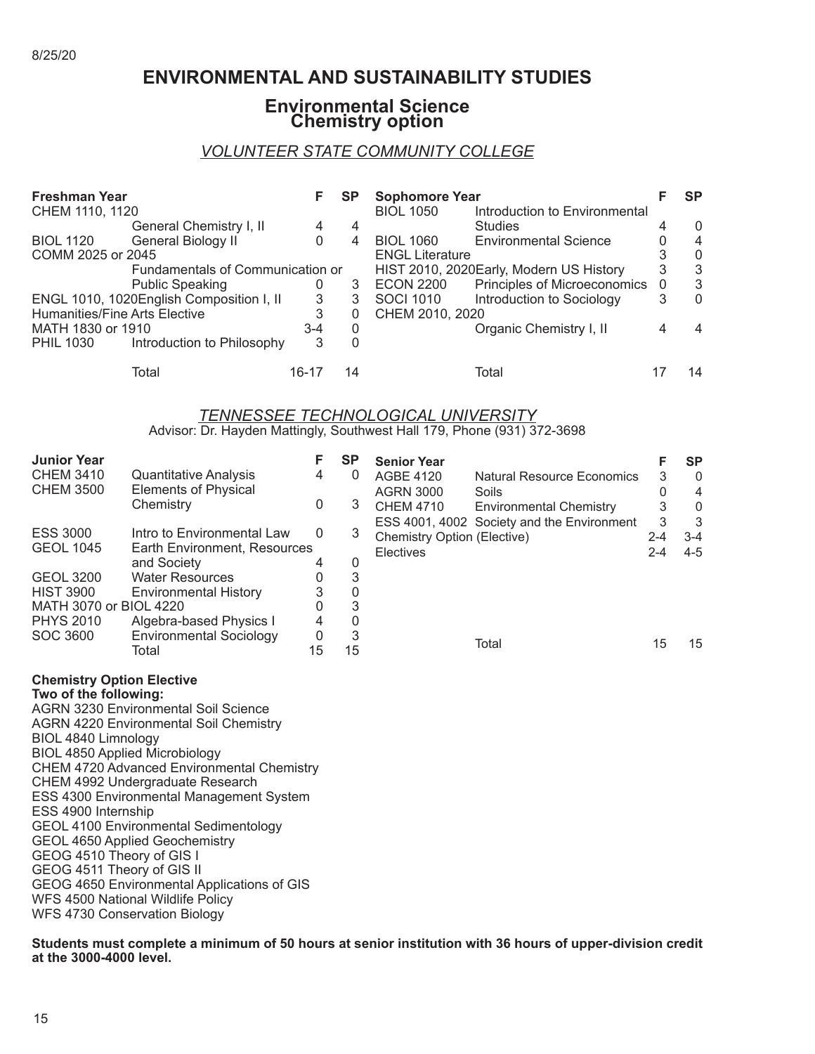8/25/20

# ENVIRONMENTAL AND SUSTAINABILITY STUDIES

## Environmental Science
## Chemistry option

### *VOLUNTEER STATE COMMUNITY COLLEGE*

| Freshman Year | | F | SP |
|---|---|---|---|
| CHEM 1110, 1120 | General Chemistry I, II | 4 | 4 |
| BIOL 1120 | General Biology II | 0 | 4 |
| COMM 2025 or 2045 | Fundamentals of Communication or Public Speaking | 0 | 3 |
| ENGL 1010, 1020 | English Composition I, II | 3 | 3 |
| Humanities/Fine Arts Elective | | 3 | 0 |
| MATH 1830 or 1910 | | 3-4 | 0 |
| PHIL 1030 | Introduction to Philosophy | 3 | 0 |
| | Total | 16-17 | 14 |

| Sophomore Year | | F | SP |
|---|---|---|---|
| BIOL 1050 | Introduction to Environmental Studies | 4 | 0 |
| BIOL 1060 | Environmental Science | 0 | 4 |
| ENGL Literature | | 3 | 0 |
| HIST 2010, 2020 | Early, Modern US History | 3 | 3 |
| ECON 2200 | Principles of Microeconomics | 0 | 3 |
| SOCI 1010 | Introduction to Sociology | 3 | 0 |
| CHEM 2010, 2020 | Organic Chemistry I, II | 4 | 4 |
| | Total | 17 | 14 |

### *TENNESSEE TECHNOLOGICAL UNIVERSITY*

Advisor: Dr. Hayden Mattingly, Southwest Hall 179, Phone (931) 372-3698

| Junior Year | | F | SP |
|---|---|---|---|
| CHEM 3410 | Quantitative Analysis | 4 | 0 |
| CHEM 3500 | Elements of Physical Chemistry | 0 | 3 |
| ESS 3000 | Intro to Environmental Law | 0 | 3 |
| GEOL 1045 | Earth Environment, Resources and Society | 4 | 0 |
| GEOL 3200 | Water Resources | 0 | 3 |
| HIST 3900 | Environmental History | 3 | 0 |
| MATH 3070 or BIOL 4220 | | 0 | 3 |
| PHYS 2010 | Algebra-based Physics I | 4 | 0 |
| SOC 3600 | Environmental Sociology | 0 | 3 |
| | Total | 15 | 15 |

| Senior Year | | F | SP |
|---|---|---|---|
| AGBE 4120 | Natural Resource Economics | 3 | 0 |
| AGRN 3000 | Soils | 0 | 4 |
| CHEM 4710 | Environmental Chemistry | 3 | 0 |
| ESS 4001, 4002 | Society and the Environment | 3 | 3 |
| Chemistry Option (Elective) | | 2-4 | 3-4 |
| Electives | | 2-4 | 4-5 |
| | Total | 15 | 15 |

**Chemistry Option Elective**
**Two of the following:**

AGRN 3230 Environmental Soil Science
AGRN 4220 Environmental Soil Chemistry
BIOL 4840 Limnology
BIOL 4850 Applied Microbiology
CHEM 4720 Advanced Environmental Chemistry
CHEM 4992 Undergraduate Research
ESS 4300 Environmental Management System
ESS 4900 Internship
GEOL 4100 Environmental Sedimentology
GEOL 4650 Applied Geochemistry
GEOG 4510 Theory of GIS I
GEOG 4511 Theory of GIS II
GEOG 4650 Environmental Applications of GIS
WFS 4500 National Wildlife Policy
WFS 4730 Conservation Biology

**Students must complete a minimum of 50 hours at senior institution with 36 hours of upper-division credit at the 3000-4000 level.**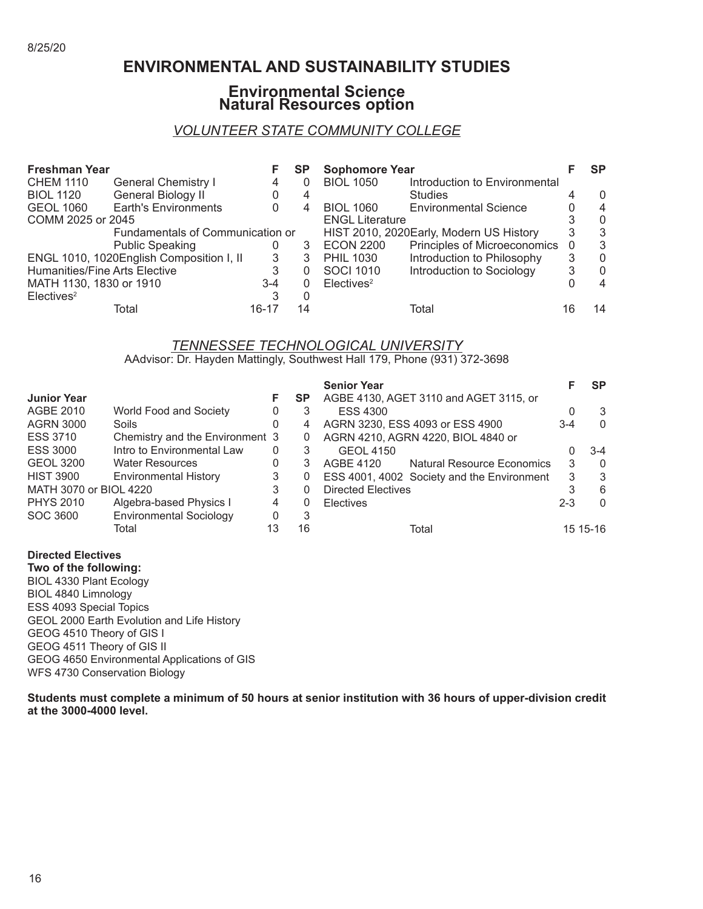8/25/20

# ENVIRONMENTAL AND SUSTAINABILITY STUDIES

## Environmental Science
## Natural Resources option

### *VOLUNTEER STATE COMMUNITY COLLEGE*

| Freshman Year | | F | SP |
|---|---|---|---|
| CHEM 1110 | General Chemistry I | 4 | 0 |
| BIOL 1120 | General Biology II | 0 | 4 |
| GEOL 1060 | Earth's Environments | 0 | 4 |
| COMM 2025 or 2045 | Fundamentals of Communication or Public Speaking | 0 | 3 |
| ENGL 1010, 1020 | English Composition I, II | 3 | 3 |
| Humanities/Fine Arts Elective | | 3 | 0 |
| MATH 1130, 1830 or 1910 | | 3-4 | 0 |
| Electives[2] | | 3 | 0 |
| | Total | 16-17 | 14 |

| Sophomore Year | | F | SP |
|---|---|---|---|
| BIOL 1050 | Introduction to Environmental Studies | 4 | 0 |
| BIOL 1060 | Environmental Science | 0 | 4 |
| ENGL Literature | | 3 | 0 |
| HIST 2010, 2020 | Early, Modern US History | 3 | 3 |
| ECON 2200 | Principles of Microeconomics | 0 | 3 |
| PHIL 1030 | Introduction to Philosophy | 3 | 0 |
| SOCI 1010 | Introduction to Sociology | 3 | 0 |
| Electives[2] | | 0 | 4 |
| | Total | 16 | 14 |

### *TENNESSEE TECHNOLOGICAL UNIVERSITY*

AAdvisor: Dr. Hayden Mattingly, Southwest Hall 179, Phone (931) 372-3698

| Junior Year | | F | SP |
|---|---|---|---|
| AGBE 2010 | World Food and Society | 0 | 3 |
| AGRN 3000 | Soils | 0 | 4 |
| ESS 3710 | Chemistry and the Environment | 3 | 0 |
| ESS 3000 | Intro to Environmental Law | 0 | 3 |
| GEOL 3200 | Water Resources | 0 | 3 |
| HIST 3900 | Environmental History | 3 | 0 |
| MATH 3070 or BIOL 4220 | | 3 | 0 |
| PHYS 2010 | Algebra-based Physics I | 4 | 0 |
| SOC 3600 | Environmental Sociology | 0 | 3 |
| | Total | 13 | 16 |

| Senior Year | | F | SP |
|---|---|---|---|
| AGBE 4130, AGET 3110 and AGET 3115, or ESS 4300 | | 0 | 3 |
| AGRN 3230, ESS 4093 or ESS 4900 | | 3-4 | 0 |
| AGRN 4210, AGRN 4220, BIOL 4840 or GEOL 4150 | | 0 | 3-4 |
| AGBE 4120 | Natural Resource Economics | 3 | 0 |
| ESS 4001, 4002 | Society and the Environment | 3 | 3 |
| Directed Electives | | 3 | 6 |
| Electives | | 2-3 | 0 |
| | Total | 15 | 15-16 |

**Directed Electives**
**Two of the following:**
BIOL 4330 Plant Ecology
BIOL 4840 Limnology
ESS 4093 Special Topics
GEOL 2000 Earth Evolution and Life History
GEOG 4510 Theory of GIS I
GEOG 4511 Theory of GIS II
GEOG 4650 Environmental Applications of GIS
WFS 4730 Conservation Biology

**Students must complete a minimum of 50 hours at senior institution with 36 hours of upper-division credit at the 3000-4000 level.**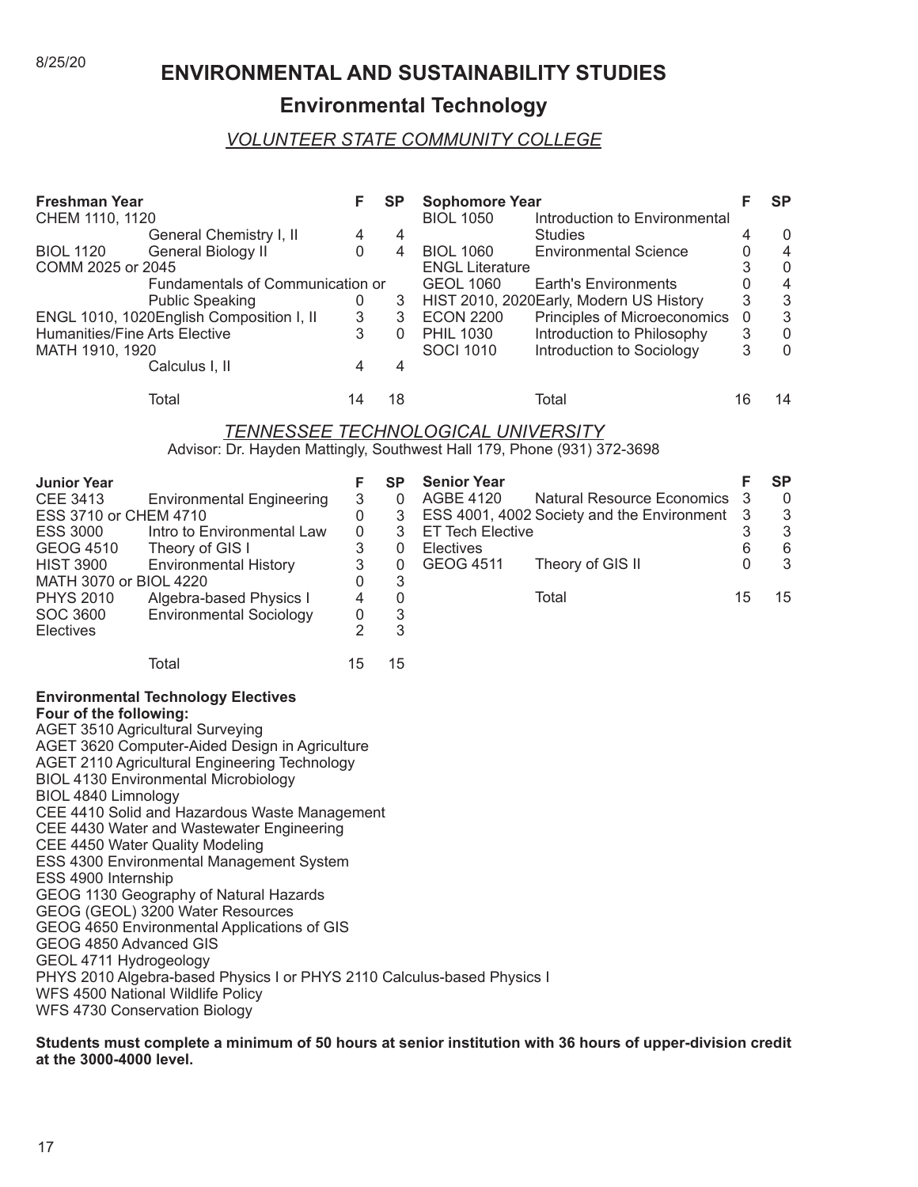8/25/20

# ENVIRONMENTAL AND SUSTAINABILITY STUDIES

## Environmental Technology

### *VOLUNTEER STATE COMMUNITY COLLEGE*

| Freshman Year | | F | SP |
|---|---|---|---|
| CHEM 1110, 1120 | General Chemistry I, II | 4 | 4 |
| BIOL 1120 | General Biology II | 0 | 4 |
| COMM 2025 or 2045 | Fundamentals of Communication or Public Speaking | 0 | 3 |
| ENGL 1010, 1020 | English Composition I, II | 3 | 3 |
| Humanities/Fine Arts Elective | | 3 | 0 |
| MATH 1910, 1920 | Calculus I, II | 4 | 4 |
| | Total | 14 | 18 |

| Sophomore Year | | F | SP |
|---|---|---|---|
| BIOL 1050 | Introduction to Environmental Studies | 4 | 0 |
| BIOL 1060 | Environmental Science | 0 | 4 |
| ENGL Literature | | 3 | 0 |
| GEOL 1060 | Earth's Environments | 0 | 4 |
| HIST 2010, 2020 | Early, Modern US History | 3 | 3 |
| ECON 2200 | Principles of Microeconomics | 0 | 3 |
| PHIL 1030 | Introduction to Philosophy | 3 | 0 |
| SOCI 1010 | Introduction to Sociology | 3 | 0 |
| | Total | 16 | 14 |

### *TENNESSEE TECHNOLOGICAL UNIVERSITY*

Advisor: Dr. Hayden Mattingly, Southwest Hall 179, Phone (931) 372-3698

| Junior Year | | F | SP |
|---|---|---|---|
| CEE 3413 | Environmental Engineering | 3 | 0 |
| ESS 3710 or CHEM 4710 | | 0 | 3 |
| ESS 3000 | Intro to Environmental Law | 0 | 3 |
| GEOG 4510 | Theory of GIS I | 3 | 0 |
| HIST 3900 | Environmental History | 3 | 0 |
| MATH 3070 or BIOL 4220 | | 0 | 3 |
| PHYS 2010 | Algebra-based Physics I | 4 | 0 |
| SOC 3600 | Environmental Sociology | 0 | 3 |
| Electives | | 2 | 3 |
| | Total | 15 | 15 |

| Senior Year | | F | SP |
|---|---|---|---|
| AGBE 4120 | Natural Resource Economics | 3 | 0 |
| ESS 4001, 4002 | Society and the Environment | 3 | 3 |
| ET Tech Elective | | 3 | 3 |
| Electives | | 6 | 6 |
| GEOG 4511 | Theory of GIS II | 0 | 3 |
| | Total | 15 | 15 |

**Environmental Technology Electives**
**Four of the following:**

AGET 3510 Agricultural Surveying
AGET 3620 Computer-Aided Design in Agriculture
AGET 2110 Agricultural Engineering Technology
BIOL 4130 Environmental Microbiology
BIOL 4840 Limnology
CEE 4410 Solid and Hazardous Waste Management
CEE 4430 Water and Wastewater Engineering
CEE 4450 Water Quality Modeling
ESS 4300 Environmental Management System
ESS 4900 Internship
GEOG 1130 Geography of Natural Hazards
GEOG (GEOL) 3200 Water Resources
GEOG 4650 Environmental Applications of GIS
GEOG 4850 Advanced GIS
GEOL 4711 Hydrogeology
PHYS 2010 Algebra-based Physics I or PHYS 2110 Calculus-based Physics I
WFS 4500 National Wildlife Policy
WFS 4730 Conservation Biology

**Students must complete a minimum of 50 hours at senior institution with 36 hours of upper-division credit at the 3000-4000 level.**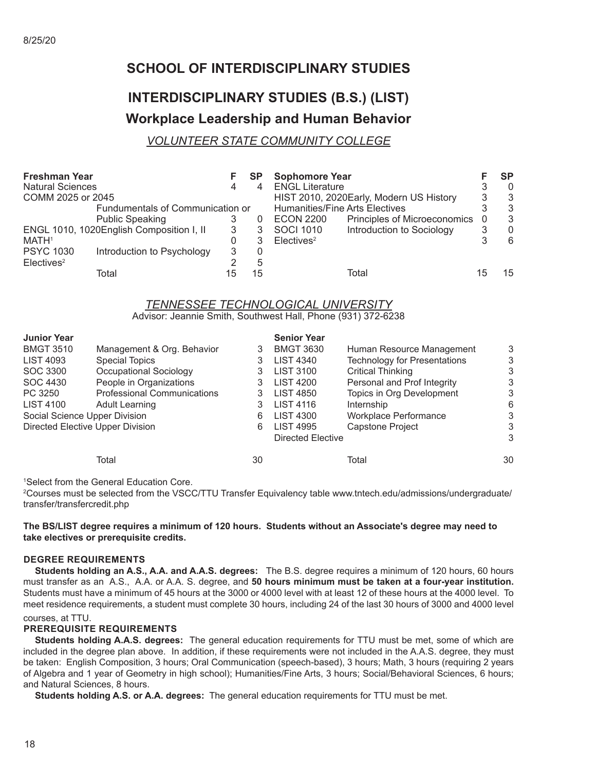8/25/20

# SCHOOL OF INTERDISCIPLINARY STUDIES

## INTERDISCIPLINARY STUDIES (B.S.) (LIST)

### Workplace Leadership and Human Behavior

*VOLUNTEER STATE COMMUNITY COLLEGE*

| Freshman Year | | F | SP |
|---|---|---|---|
| Natural Sciences | | 4 | 4 |
| COMM 2025 or 2045 | Fundumentals of Communication or Public Speaking | 3 | 0 |
| ENGL 1010, 1020 | English Composition I, II | 3 | 3 |
| MATH[1] | | 0 | 3 |
| PSYC 1030 | Introduction to Psychology | 3 | 0 |
| Electives[2] | | 2 | 5 |
| | Total | 15 | 15 |

| Sophomore Year | | F | SP |
|---|---|---|---|
| ENGL Literature | | 3 | 0 |
| HIST 2010, 2020 | Early, Modern US History | 3 | 3 |
| Humanities/Fine Arts Electives | | 3 | 3 |
| ECON 2200 | Principles of Microeconomics | 0 | 3 |
| SOCI 1010 | Introduction to Sociology | 3 | 0 |
| Electives[2] | | 3 | 6 |
| | Total | 15 | 15 |

*TENNESSEE TECHNOLOGICAL UNIVERSITY*

Advisor: Jeannie Smith, Southwest Hall, Phone (931) 372-6238

| Junior Year | | |
|---|---|---|
| BMGT 3510 | Management & Org. Behavior | 3 |
| LIST 4093 | Special Topics | 3 |
| SOC 3300 | Occupational Sociology | 3 |
| SOC 4430 | People in Organizations | 3 |
| PC 3250 | Professional Communications | 3 |
| LIST 4100 | Adult Learning | 3 |
| Social Science Upper Division | | 6 |
| Directed Elective Upper Division | | 6 |
| | Total | 30 |

| Senior Year | | |
|---|---|---|
| BMGT 3630 | Human Resource Management | 3 |
| LIST 4340 | Technology for Presentations | 3 |
| LIST 3100 | Critical Thinking | 3 |
| LIST 4200 | Personal and Prof Integrity | 3 |
| LIST 4850 | Topics in Org Development | 3 |
| LIST 4116 | Internship | 6 |
| LIST 4300 | Workplace Performance | 3 |
| LIST 4995 | Capstone Project | 3 |
| Directed Elective | | 3 |
| | Total | 30 |

[1]Select from the General Education Core.

[2]Courses must be selected from the VSCC/TTU Transfer Equivalency table www.tntech.edu/admissions/undergraduate/transfer/transfercredit.php

**The BS/LIST degree requires a minimum of 120 hours. Students without an Associate's degree may need to take electives or prerequisite credits.**

#### DEGREE REQUIREMENTS

**Students holding an A.S., A.A. and A.A.S. degrees:** The B.S. degree requires a minimum of 120 hours, 60 hours must transfer as an A.S., A.A. or A.A. S. degree, and **50 hours minimum must be taken at a four-year institution.** Students must have a minimum of 45 hours at the 3000 or 4000 level with at least 12 of these hours at the 4000 level. To meet residence requirements, a student must complete 30 hours, including 24 of the last 30 hours of 3000 and 4000 level courses, at TTU.

#### PREREQUISITE REQUIREMENTS

**Students holding A.A.S. degrees:** The general education requirements for TTU must be met, some of which are included in the degree plan above. In addition, if these requirements were not included in the A.A.S. degree, they must be taken: English Composition, 3 hours; Oral Communication (speech-based), 3 hours; Math, 3 hours (requiring 2 years of Algebra and 1 year of Geometry in high school); Humanities/Fine Arts, 3 hours; Social/Behavioral Sciences, 6 hours; and Natural Sciences, 8 hours.

**Students holding A.S. or A.A. degrees:** The general education requirements for TTU must be met.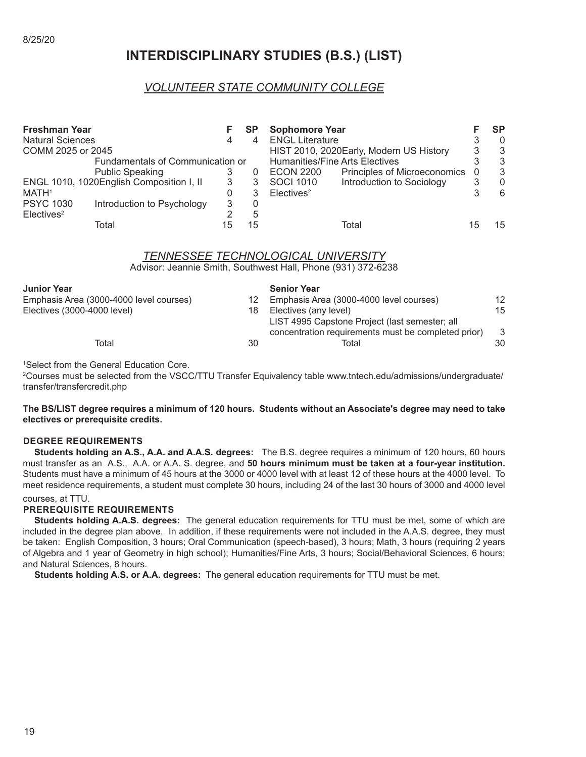8/25/20

# INTERDISCIPLINARY STUDIES (B.S.) (LIST)

## *VOLUNTEER STATE COMMUNITY COLLEGE*

| Freshman Year | | F | SP |
|---|---|---|---|
| Natural Sciences | | 4 | 4 |
| COMM 2025 or 2045 | Fundamentals of Communication or Public Speaking | 3 | 0 |
| ENGL 1010, 1020 | English Composition I, II | 3 | 3 |
| MATH[1] | | 0 | 3 |
| PSYC 1030 | Introduction to Psychology | 3 | 0 |
| Electives[2] | | 2 | 5 |
| | Total | 15 | 15 |

| Sophomore Year | | F | SP |
|---|---|---|---|
| ENGL Literature | | 3 | 0 |
| HIST 2010, 2020 | Early, Modern US History | 3 | 3 |
| Humanities/Fine Arts Electives | | 3 | 3 |
| ECON 2200 | Principles of Microeconomics | 0 | 3 |
| SOCI 1010 | Introduction to Sociology | 3 | 0 |
| Electives[2] | | 3 | 6 |
| | Total | 15 | 15 |

## *TENNESSEE TECHNOLOGICAL UNIVERSITY*

Advisor: Jeannie Smith, Southwest Hall, Phone (931) 372-6238

| Junior Year | |
|---|---|
| Emphasis Area (3000-4000 level courses) | 12 |
| Electives (3000-4000 level) | 18 |
| Total | 30 |

| Senior Year | |
|---|---|
| Emphasis Area (3000-4000 level courses) | 12 |
| Electives (any level) | 15 |
| LIST 4995 Capstone Project (last semester; all concentration requirements must be completed prior) | 3 |
| Total | 30 |

[1]Select from the General Education Core.
[2]Courses must be selected from the VSCC/TTU Transfer Equivalency table www.tntech.edu/admissions/undergraduate/transfer/transfercredit.php

**The BS/LIST degree requires a minimum of 120 hours. Students without an Associate's degree may need to take electives or prerequisite credits.**

### DEGREE REQUIREMENTS

**Students holding an A.S., A.A. and A.A.S. degrees:** The B.S. degree requires a minimum of 120 hours, 60 hours must transfer as an A.S., A.A. or A.A. S. degree, and **50 hours minimum must be taken at a four-year institution.** Students must have a minimum of 45 hours at the 3000 or 4000 level with at least 12 of these hours at the 4000 level. To meet residence requirements, a student must complete 30 hours, including 24 of the last 30 hours of 3000 and 4000 level courses, at TTU.

### PREREQUISITE REQUIREMENTS

**Students holding A.A.S. degrees:** The general education requirements for TTU must be met, some of which are included in the degree plan above. In addition, if these requirements were not included in the A.A.S. degree, they must be taken: English Composition, 3 hours; Oral Communication (speech-based), 3 hours; Math, 3 hours (requiring 2 years of Algebra and 1 year of Geometry in high school); Humanities/Fine Arts, 3 hours; Social/Behavioral Sciences, 6 hours; and Natural Sciences, 8 hours.

**Students holding A.S. or A.A. degrees:** The general education requirements for TTU must be met.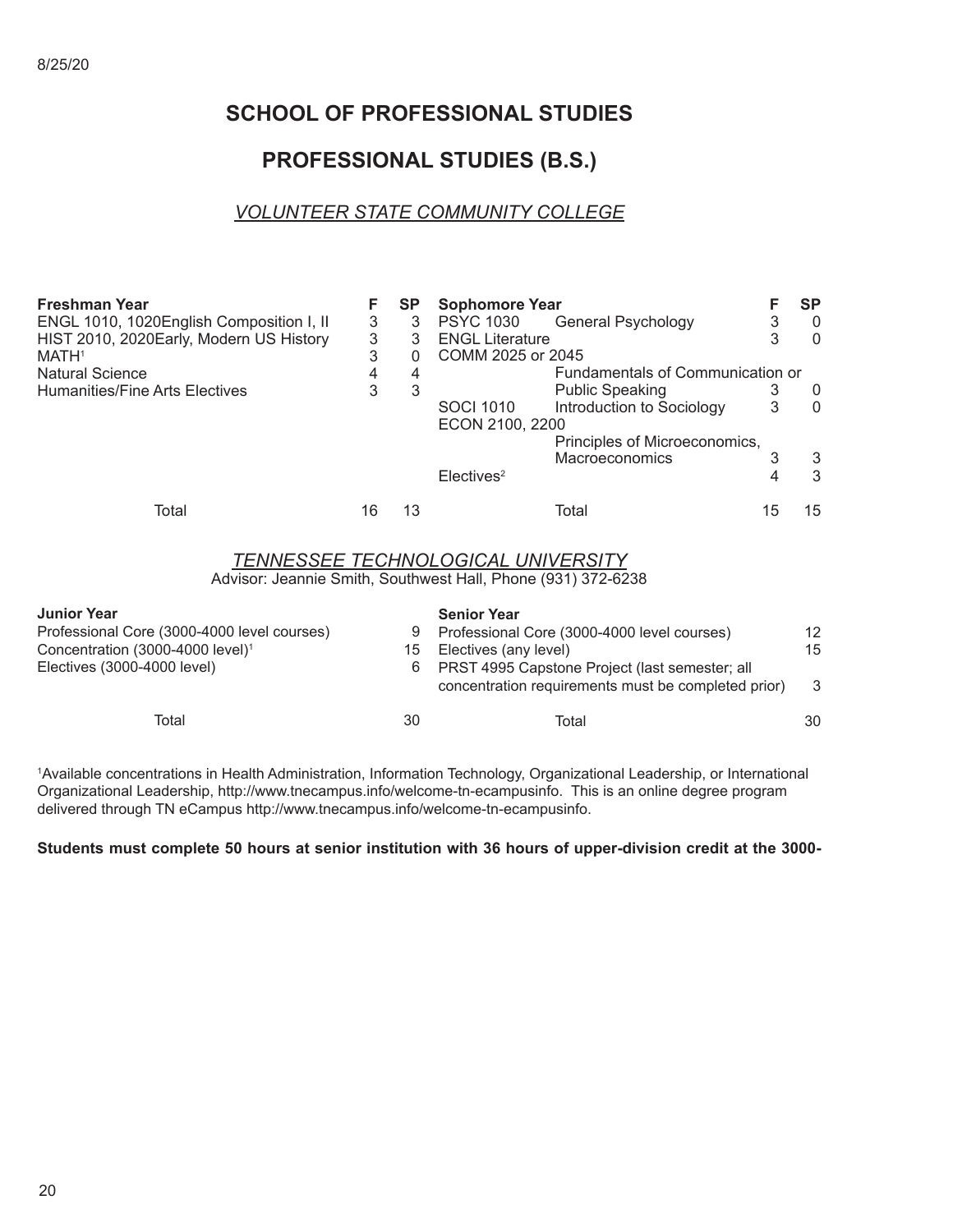8/25/20

# SCHOOL OF PROFESSIONAL STUDIES

# PROFESSIONAL STUDIES (B.S.)

## *VOLUNTEER STATE COMMUNITY COLLEGE*

| Freshman Year | F | SP |
|---|---|---|
| ENGL 1010, 1020 English Composition I, II | 3 | 3 |
| HIST 2010, 2020 Early, Modern US History | 3 | 3 |
| MATH[1] | 3 | 0 |
| Natural Science | 4 | 4 |
| Humanities/Fine Arts Electives | 3 | 3 |
| Total | 16 | 13 |

| Sophomore Year | | F | SP |
|---|---|---|---|
| PSYC 1030 | General Psychology | 3 | 0 |
| ENGL Literature | | 3 | 0 |
| COMM 2025 or 2045 | Fundamentals of Communication or Public Speaking | 3 | 0 |
| SOCI 1010 | Introduction to Sociology | 3 | 0 |
| ECON 2100, 2200 | Principles of Microeconomics, Macroeconomics | 3 | 3 |
| Electives[2] | | 4 | 3 |
| | Total | 15 | 15 |

## *TENNESSEE TECHNOLOGICAL UNIVERSITY*

Advisor: Jeannie Smith, Southwest Hall, Phone (931) 372-6238

| Junior Year | |
|---|---|
| Professional Core (3000-4000 level courses) | 9 |
| Concentration (3000-4000 level)[1] | 15 |
| Electives (3000-4000 level) | 6 |
| Total | 30 |

| Senior Year | |
|---|---|
| Professional Core (3000-4000 level courses) | 12 |
| Electives (any level) | 15 |
| PRST 4995 Capstone Project (last semester; all concentration requirements must be completed prior) | 3 |
| Total | 30 |

[1]Available concentrations in Health Administration, Information Technology, Organizational Leadership, or International Organizational Leadership, http://www.tnecampus.info/welcome-tn-ecampusinfo. This is an online degree program delivered through TN eCampus http://www.tnecampus.info/welcome-tn-ecampusinfo.

**Students must complete 50 hours at senior institution with 36 hours of upper-division credit at the 3000-**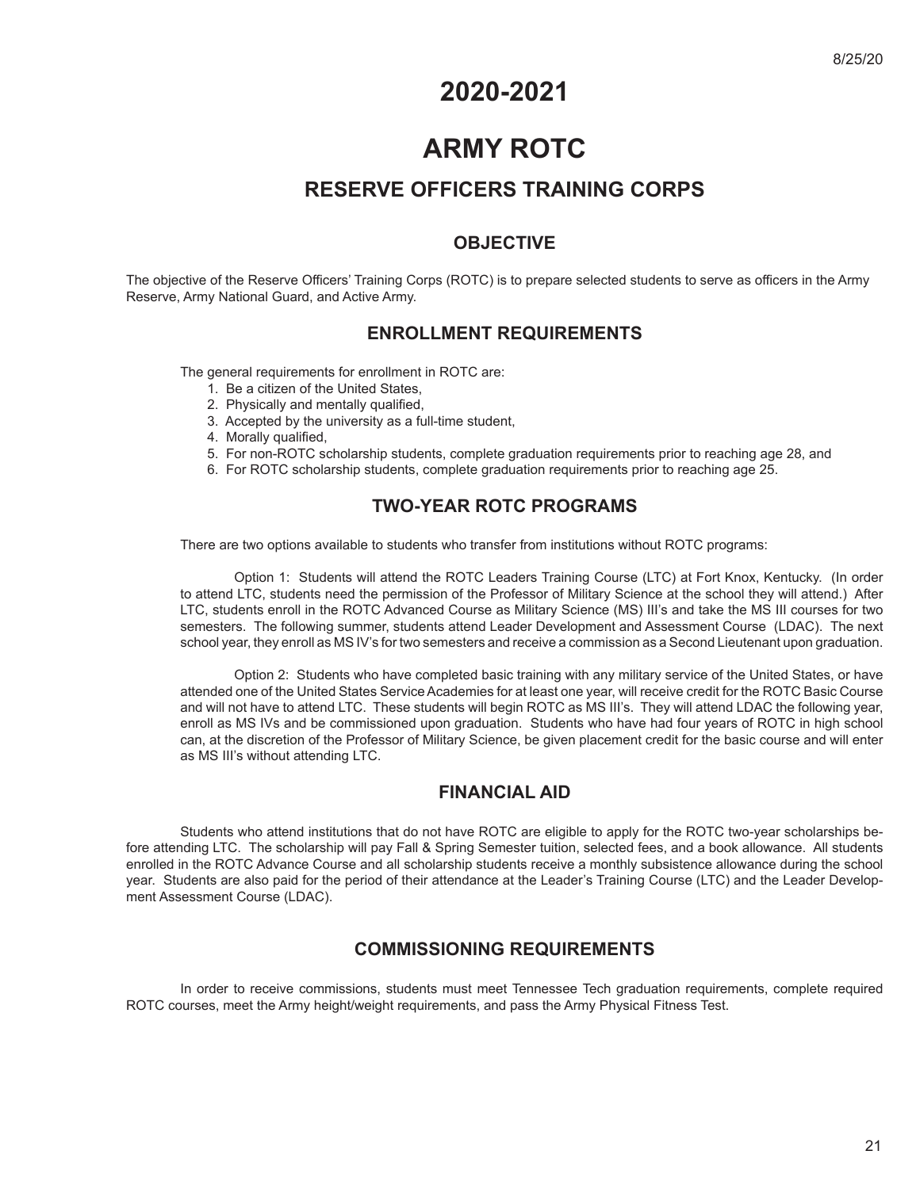8/25/20

# 2020-2021

# ARMY ROTC

## RESERVE OFFICERS TRAINING CORPS

### OBJECTIVE

The objective of the Reserve Officers' Training Corps (ROTC) is to prepare selected students to serve as officers in the Army Reserve, Army National Guard, and Active Army.

### ENROLLMENT REQUIREMENTS

The general requirements for enrollment in ROTC are:

1. Be a citizen of the United States,
2. Physically and mentally qualified,
3. Accepted by the university as a full-time student,
4. Morally qualified,
5. For non-ROTC scholarship students, complete graduation requirements prior to reaching age 28, and
6. For ROTC scholarship students, complete graduation requirements prior to reaching age 25.

### TWO-YEAR ROTC PROGRAMS

There are two options available to students who transfer from institutions without ROTC programs:

Option 1: Students will attend the ROTC Leaders Training Course (LTC) at Fort Knox, Kentucky. (In order to attend LTC, students need the permission of the Professor of Military Science at the school they will attend.) After LTC, students enroll in the ROTC Advanced Course as Military Science (MS) III's and take the MS III courses for two semesters. The following summer, students attend Leader Development and Assessment Course (LDAC). The next school year, they enroll as MS IV's for two semesters and receive a commission as a Second Lieutenant upon graduation.

Option 2: Students who have completed basic training with any military service of the United States, or have attended one of the United States Service Academies for at least one year, will receive credit for the ROTC Basic Course and will not have to attend LTC. These students will begin ROTC as MS III's. They will attend LDAC the following year, enroll as MS IVs and be commissioned upon graduation. Students who have had four years of ROTC in high school can, at the discretion of the Professor of Military Science, be given placement credit for the basic course and will enter as MS III's without attending LTC.

### FINANCIAL AID

Students who attend institutions that do not have ROTC are eligible to apply for the ROTC two-year scholarships before attending LTC. The scholarship will pay Fall & Spring Semester tuition, selected fees, and a book allowance. All students enrolled in the ROTC Advance Course and all scholarship students receive a monthly subsistence allowance during the school year. Students are also paid for the period of their attendance at the Leader's Training Course (LTC) and the Leader Development Assessment Course (LDAC).

### COMMISSIONING REQUIREMENTS

In order to receive commissions, students must meet Tennessee Tech graduation requirements, complete required ROTC courses, meet the Army height/weight requirements, and pass the Army Physical Fitness Test.